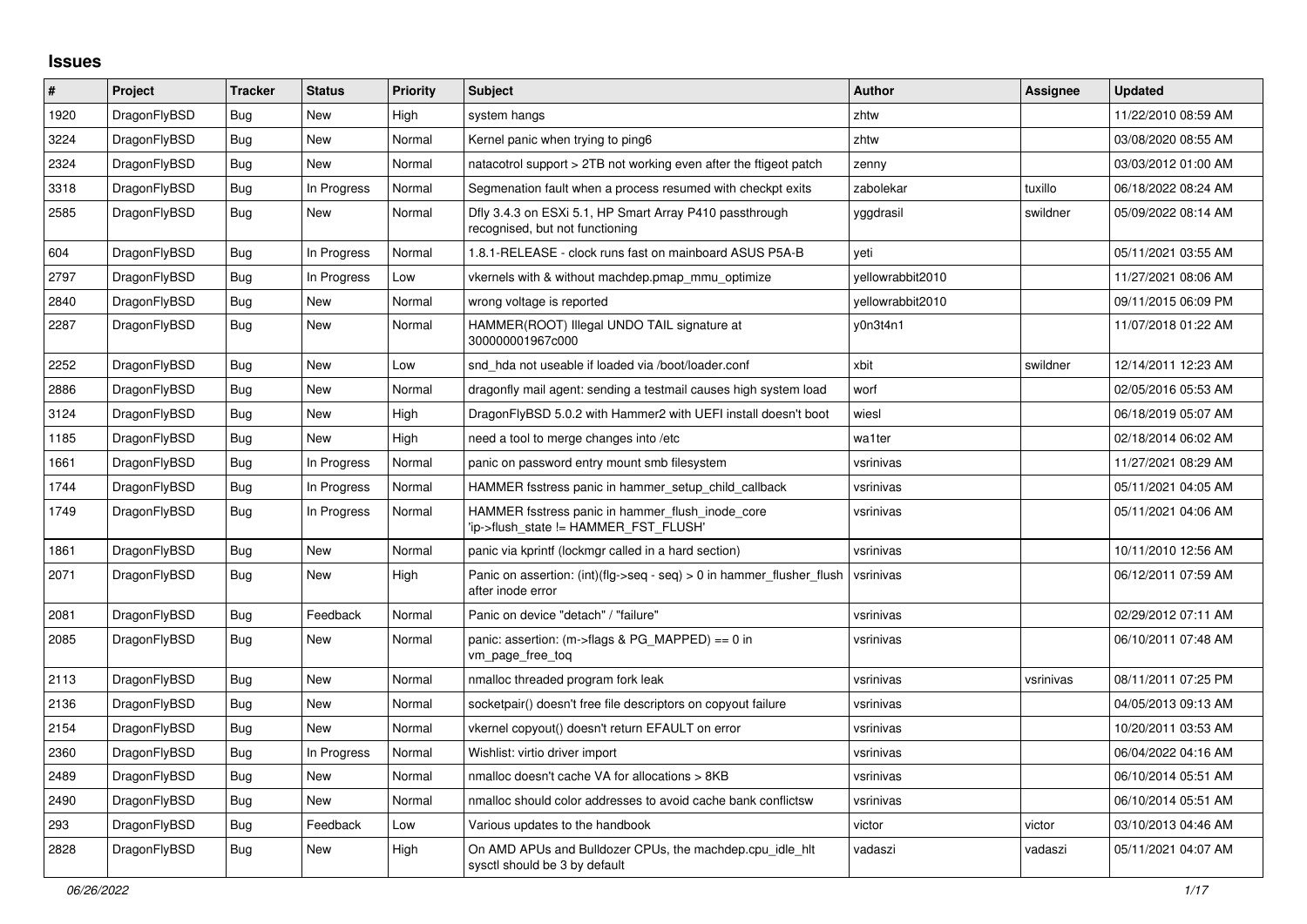## Issues

| # | Project | Tracker | Status | Priority | Subject | Author | Assignee | Updated |
|---|---|---|---|---|---|---|---|---|
| 1920 | DragonFlyBSD | Bug | New | High | system hangs | zhtw | | 11/22/2010 08:59 AM |
| 3224 | DragonFlyBSD | Bug | New | Normal | Kernel panic when trying to ping6 | zhtw | | 03/08/2020 08:55 AM |
| 2324 | DragonFlyBSD | Bug | New | Normal | natacotrol support > 2TB not working even after the ftigeot patch | zenny | | 03/03/2012 01:00 AM |
| 3318 | DragonFlyBSD | Bug | In Progress | Normal | Segmenation fault when a process resumed with checkpt exits | zabolekar | tuxillo | 06/18/2022 08:24 AM |
| 2585 | DragonFlyBSD | Bug | New | Normal | Dfly 3.4.3 on ESXi 5.1, HP Smart Array P410 passthrough recognised, but not functioning | yggdrasil | swildner | 05/09/2022 08:14 AM |
| 604 | DragonFlyBSD | Bug | In Progress | Normal | 1.8.1-RELEASE - clock runs fast on mainboard ASUS P5A-B | yeti | | 05/11/2021 03:55 AM |
| 2797 | DragonFlyBSD | Bug | In Progress | Low | vkernels with & without machdep.pmap_mmu_optimize | yellowrabbit2010 | | 11/27/2021 08:06 AM |
| 2840 | DragonFlyBSD | Bug | New | Normal | wrong voltage is reported | yellowrabbit2010 | | 09/11/2015 06:09 PM |
| 2287 | DragonFlyBSD | Bug | New | Normal | HAMMER(ROOT) Illegal UNDO TAIL signature at 300000001967c000 | y0n3t4n1 | | 11/07/2018 01:22 AM |
| 2252 | DragonFlyBSD | Bug | New | Low | snd_hda not useable if loaded via /boot/loader.conf | xbit | swildner | 12/14/2011 12:23 AM |
| 2886 | DragonFlyBSD | Bug | New | Normal | dragonfly mail agent: sending a testmail causes high system load | worf | | 02/05/2016 05:53 AM |
| 3124 | DragonFlyBSD | Bug | New | High | DragonFlyBSD 5.0.2 with Hammer2 with UEFI install doesn't boot | wiesl | | 06/18/2019 05:07 AM |
| 1185 | DragonFlyBSD | Bug | New | High | need a tool to merge changes into /etc | wa1ter | | 02/18/2014 06:02 AM |
| 1661 | DragonFlyBSD | Bug | In Progress | Normal | panic on password entry mount smb filesystem | vsrinivas | | 11/27/2021 08:29 AM |
| 1744 | DragonFlyBSD | Bug | In Progress | Normal | HAMMER fsstress panic in hammer_setup_child_callback | vsrinivas | | 05/11/2021 04:05 AM |
| 1749 | DragonFlyBSD | Bug | In Progress | Normal | HAMMER fsstress panic in hammer_flush_inode_core 'ip->flush_state != HAMMER_FST_FLUSH' | vsrinivas | | 05/11/2021 04:06 AM |
| 1861 | DragonFlyBSD | Bug | New | Normal | panic via kprintf (lockmgr called in a hard section) | vsrinivas | | 10/11/2010 12:56 AM |
| 2071 | DragonFlyBSD | Bug | New | High | Panic on assertion: (int)(flg->seq - seq) > 0 in hammer_flusher_flush after inode error | vsrinivas | | 06/12/2011 07:59 AM |
| 2081 | DragonFlyBSD | Bug | Feedback | Normal | Panic on device "detach" / "failure" | vsrinivas | | 02/29/2012 07:11 AM |
| 2085 | DragonFlyBSD | Bug | New | Normal | panic: assertion: (m->flags & PG_MAPPED) == 0 in vm_page_free_toq | vsrinivas | | 06/10/2011 07:48 AM |
| 2113 | DragonFlyBSD | Bug | New | Normal | nmalloc threaded program fork leak | vsrinivas | vsrinivas | 08/11/2011 07:25 PM |
| 2136 | DragonFlyBSD | Bug | New | Normal | socketpair() doesn't free file descriptors on copyout failure | vsrinivas | | 04/05/2013 09:13 AM |
| 2154 | DragonFlyBSD | Bug | New | Normal | vkernel copyout() doesn't return EFAULT on error | vsrinivas | | 10/20/2011 03:53 AM |
| 2360 | DragonFlyBSD | Bug | In Progress | Normal | Wishlist: virtio driver import | vsrinivas | | 06/04/2022 04:16 AM |
| 2489 | DragonFlyBSD | Bug | New | Normal | nmalloc doesn't cache VA for allocations > 8KB | vsrinivas | | 06/10/2014 05:51 AM |
| 2490 | DragonFlyBSD | Bug | New | Normal | nmalloc should color addresses to avoid cache bank conflictsw | vsrinivas | | 06/10/2014 05:51 AM |
| 293 | DragonFlyBSD | Bug | Feedback | Low | Various updates to the handbook | victor | victor | 03/10/2013 04:46 AM |
| 2828 | DragonFlyBSD | Bug | New | High | On AMD APUs and Bulldozer CPUs, the machdep.cpu_idle_hlt sysctl should be 3 by default | vadaszi | vadaszi | 05/11/2021 04:07 AM |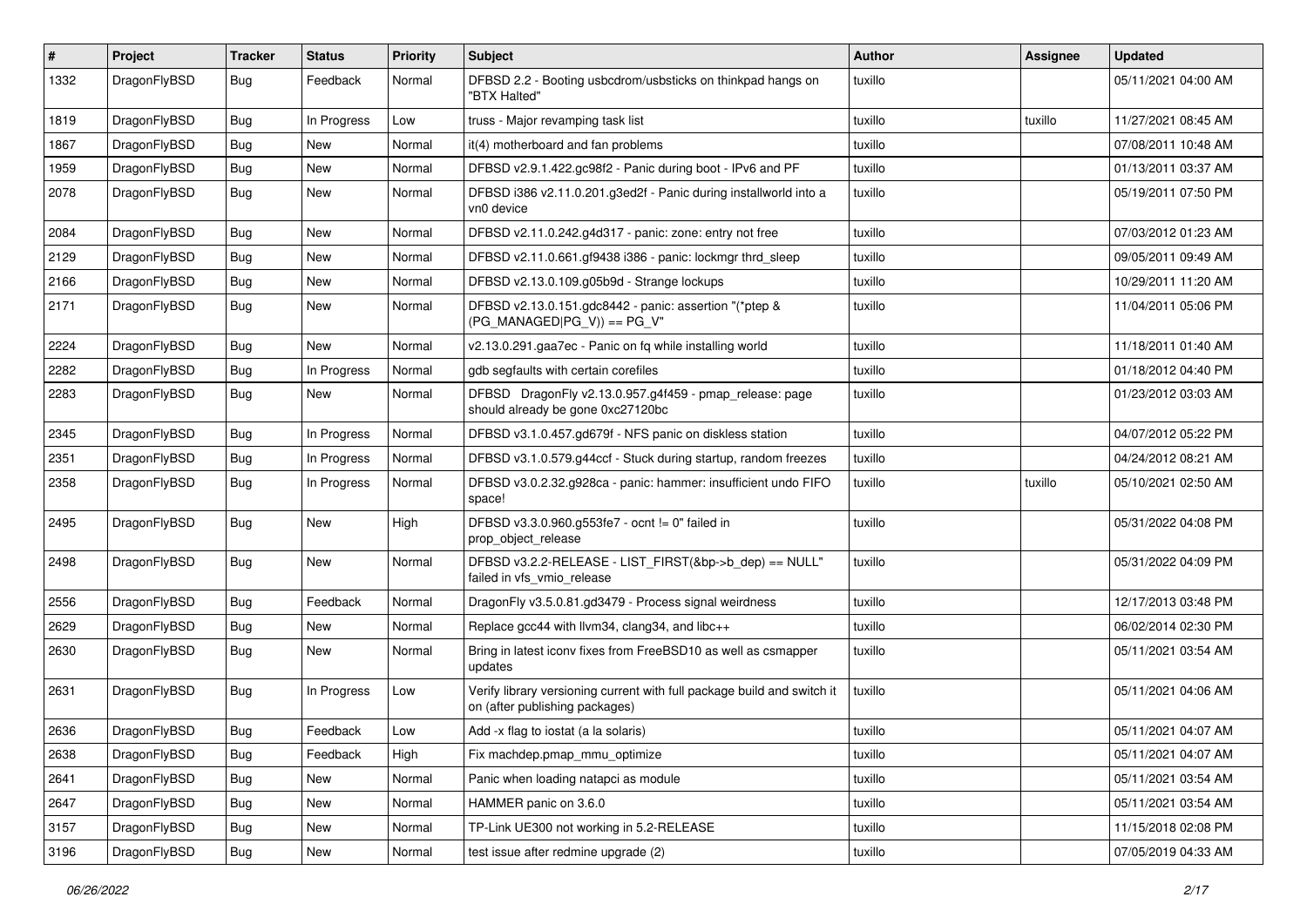| # | Project | Tracker | Status | Priority | Subject | Author | Assignee | Updated |
|---|---|---|---|---|---|---|---|---|
| 1332 | DragonFlyBSD | Bug | Feedback | Normal | DFBSD 2.2 - Booting usbcdrom/usbsticks on thinkpad hangs on "BTX Halted" | tuxillo | | 05/11/2021 04:00 AM |
| 1819 | DragonFlyBSD | Bug | In Progress | Low | truss - Major revamping task list | tuxillo | tuxillo | 11/27/2021 08:45 AM |
| 1867 | DragonFlyBSD | Bug | New | Normal | it(4) motherboard and fan problems | tuxillo | | 07/08/2011 10:48 AM |
| 1959 | DragonFlyBSD | Bug | New | Normal | DFBSD v2.9.1.422.gc98f2 - Panic during boot - IPv6 and PF | tuxillo | | 01/13/2011 03:37 AM |
| 2078 | DragonFlyBSD | Bug | New | Normal | DFBSD i386 v2.11.0.201.g3ed2f - Panic during installworld into a vn0 device | tuxillo | | 05/19/2011 07:50 PM |
| 2084 | DragonFlyBSD | Bug | New | Normal | DFBSD v2.11.0.242.g4d317 - panic: zone: entry not free | tuxillo | | 07/03/2012 01:23 AM |
| 2129 | DragonFlyBSD | Bug | New | Normal | DFBSD v2.11.0.661.gf9438 i386 - panic: lockmgr thrd_sleep | tuxillo | | 09/05/2011 09:49 AM |
| 2166 | DragonFlyBSD | Bug | New | Normal | DFBSD v2.13.0.109.g05b9d - Strange lockups | tuxillo | | 10/29/2011 11:20 AM |
| 2171 | DragonFlyBSD | Bug | New | Normal | DFBSD v2.13.0.151.gdc8442 - panic: assertion "(*ptep & (PG_MANAGED\|PG_V)) == PG_V" | tuxillo | | 11/04/2011 05:06 PM |
| 2224 | DragonFlyBSD | Bug | New | Normal | v2.13.0.291.gaa7ec - Panic on fq while installing world | tuxillo | | 11/18/2011 01:40 AM |
| 2282 | DragonFlyBSD | Bug | In Progress | Normal | gdb segfaults with certain corefiles | tuxillo | | 01/18/2012 04:40 PM |
| 2283 | DragonFlyBSD | Bug | New | Normal | DFBSD DragonFly v2.13.0.957.g4f459 - pmap_release: page should already be gone 0xc27120bc | tuxillo | | 01/23/2012 03:03 AM |
| 2345 | DragonFlyBSD | Bug | In Progress | Normal | DFBSD v3.1.0.457.gd679f - NFS panic on diskless station | tuxillo | | 04/07/2012 05:22 PM |
| 2351 | DragonFlyBSD | Bug | In Progress | Normal | DFBSD v3.1.0.579.g44ccf - Stuck during startup, random freezes | tuxillo | | 04/24/2012 08:21 AM |
| 2358 | DragonFlyBSD | Bug | In Progress | Normal | DFBSD v3.0.2.32.g928ca - panic: hammer: insufficient undo FIFO space! | tuxillo | tuxillo | 05/10/2021 02:50 AM |
| 2495 | DragonFlyBSD | Bug | New | High | DFBSD v3.3.0.960.g553fe7 - ocnt != 0" failed in prop_object_release | tuxillo | | 05/31/2022 04:08 PM |
| 2498 | DragonFlyBSD | Bug | New | Normal | DFBSD v3.2.2-RELEASE - LIST_FIRST(&bp->b_dep) == NULL" failed in vfs_vmio_release | tuxillo | | 05/31/2022 04:09 PM |
| 2556 | DragonFlyBSD | Bug | Feedback | Normal | DragonFly v3.5.0.81.gd3479 - Process signal weirdness | tuxillo | | 12/17/2013 03:48 PM |
| 2629 | DragonFlyBSD | Bug | New | Normal | Replace gcc44 with llvm34, clang34, and libc++ | tuxillo | | 06/02/2014 02:30 PM |
| 2630 | DragonFlyBSD | Bug | New | Normal | Bring in latest iconv fixes from FreeBSD10 as well as csmapper updates | tuxillo | | 05/11/2021 03:54 AM |
| 2631 | DragonFlyBSD | Bug | In Progress | Low | Verify library versioning current with full package build and switch it on (after publishing packages) | tuxillo | | 05/11/2021 04:06 AM |
| 2636 | DragonFlyBSD | Bug | Feedback | Low | Add -x flag to iostat (a la solaris) | tuxillo | | 05/11/2021 04:07 AM |
| 2638 | DragonFlyBSD | Bug | Feedback | High | Fix machdep.pmap_mmu_optimize | tuxillo | | 05/11/2021 04:07 AM |
| 2641 | DragonFlyBSD | Bug | New | Normal | Panic when loading natapci as module | tuxillo | | 05/11/2021 03:54 AM |
| 2647 | DragonFlyBSD | Bug | New | Normal | HAMMER panic on 3.6.0 | tuxillo | | 05/11/2021 03:54 AM |
| 3157 | DragonFlyBSD | Bug | New | Normal | TP-Link UE300 not working in 5.2-RELEASE | tuxillo | | 11/15/2018 02:08 PM |
| 3196 | DragonFlyBSD | Bug | New | Normal | test issue after redmine upgrade (2) | tuxillo | | 07/05/2019 04:33 AM |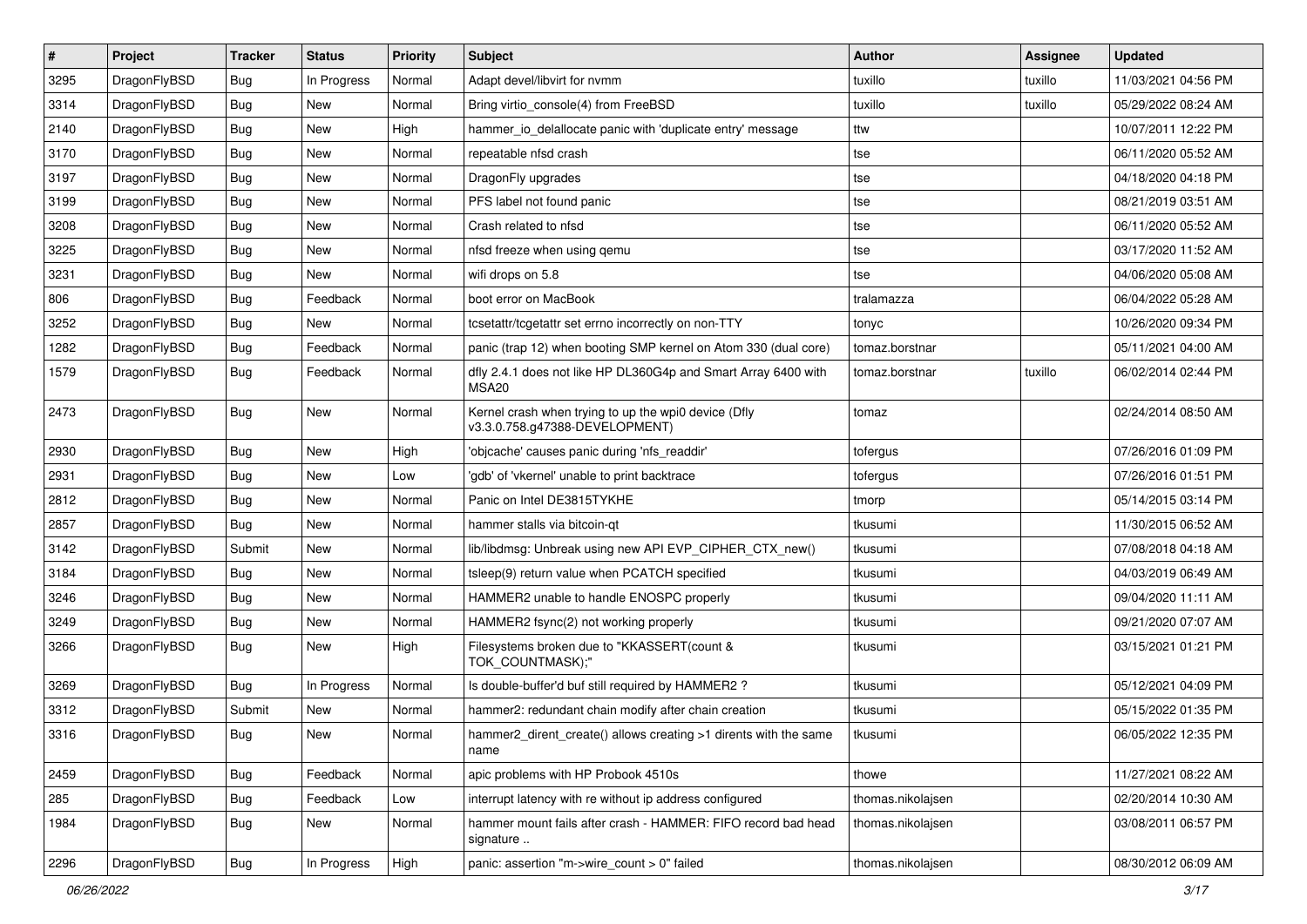| # | Project | Tracker | Status | Priority | Subject | Author | Assignee | Updated |
|---|---|---|---|---|---|---|---|---|
| 3295 | DragonFlyBSD | Bug | In Progress | Normal | Adapt devel/libvirt for nvmm | tuxillo | tuxillo | 11/03/2021 04:56 PM |
| 3314 | DragonFlyBSD | Bug | New | Normal | Bring virtio_console(4) from FreeBSD | tuxillo | tuxillo | 05/29/2022 08:24 AM |
| 2140 | DragonFlyBSD | Bug | New | High | hammer_io_delallocate panic with 'duplicate entry' message | ttw | | 10/07/2011 12:22 PM |
| 3170 | DragonFlyBSD | Bug | New | Normal | repeatable nfsd crash | tse | | 06/11/2020 05:52 AM |
| 3197 | DragonFlyBSD | Bug | New | Normal | DragonFly upgrades | tse | | 04/18/2020 04:18 PM |
| 3199 | DragonFlyBSD | Bug | New | Normal | PFS label not found panic | tse | | 08/21/2019 03:51 AM |
| 3208 | DragonFlyBSD | Bug | New | Normal | Crash related to nfsd | tse | | 06/11/2020 05:52 AM |
| 3225 | DragonFlyBSD | Bug | New | Normal | nfsd freeze when using qemu | tse | | 03/17/2020 11:52 AM |
| 3231 | DragonFlyBSD | Bug | New | Normal | wifi drops on 5.8 | tse | | 04/06/2020 05:08 AM |
| 806 | DragonFlyBSD | Bug | Feedback | Normal | boot error on MacBook | tralamazza | | 06/04/2022 05:28 AM |
| 3252 | DragonFlyBSD | Bug | New | Normal | tcsetattr/tcgetattr set errno incorrectly on non-TTY | tonyc | | 10/26/2020 09:34 PM |
| 1282 | DragonFlyBSD | Bug | Feedback | Normal | panic (trap 12) when booting SMP kernel on Atom 330 (dual core) | tomaz.borstnar | | 05/11/2021 04:00 AM |
| 1579 | DragonFlyBSD | Bug | Feedback | Normal | dfly 2.4.1 does not like HP DL360G4p and Smart Array 6400 with MSA20 | tomaz.borstnar | tuxillo | 06/02/2014 02:44 PM |
| 2473 | DragonFlyBSD | Bug | New | Normal | Kernel crash when trying to up the wpi0 device (Dfly v3.3.0.758.g47388-DEVELOPMENT) | tomaz | | 02/24/2014 08:50 AM |
| 2930 | DragonFlyBSD | Bug | New | High | 'objcache' causes panic during 'nfs_readdir' | tofergus | | 07/26/2016 01:09 PM |
| 2931 | DragonFlyBSD | Bug | New | Low | 'gdb' of 'vkernel' unable to print backtrace | tofergus | | 07/26/2016 01:51 PM |
| 2812 | DragonFlyBSD | Bug | New | Normal | Panic on Intel DE3815TYKHE | tmorp | | 05/14/2015 03:14 PM |
| 2857 | DragonFlyBSD | Bug | New | Normal | hammer stalls via bitcoin-qt | tkusumi | | 11/30/2015 06:52 AM |
| 3142 | DragonFlyBSD | Submit | New | Normal | lib/libdmsg: Unbreak using new API EVP_CIPHER_CTX_new() | tkusumi | | 07/08/2018 04:18 AM |
| 3184 | DragonFlyBSD | Bug | New | Normal | tsleep(9) return value when PCATCH specified | tkusumi | | 04/03/2019 06:49 AM |
| 3246 | DragonFlyBSD | Bug | New | Normal | HAMMER2 unable to handle ENOSPC properly | tkusumi | | 09/04/2020 11:11 AM |
| 3249 | DragonFlyBSD | Bug | New | Normal | HAMMER2 fsync(2) not working properly | tkusumi | | 09/21/2020 07:07 AM |
| 3266 | DragonFlyBSD | Bug | New | High | Filesystems broken due to "KKASSERT(count & TOK_COUNTMASK);" | tkusumi | | 03/15/2021 01:21 PM |
| 3269 | DragonFlyBSD | Bug | In Progress | Normal | Is double-buffer'd buf still required by HAMMER2 ? | tkusumi | | 05/12/2021 04:09 PM |
| 3312 | DragonFlyBSD | Submit | New | Normal | hammer2: redundant chain modify after chain creation | tkusumi | | 05/15/2022 01:35 PM |
| 3316 | DragonFlyBSD | Bug | New | Normal | hammer2_dirent_create() allows creating >1 dirents with the same name | tkusumi | | 06/05/2022 12:35 PM |
| 2459 | DragonFlyBSD | Bug | Feedback | Normal | apic problems with HP Probook 4510s | thowe | | 11/27/2021 08:22 AM |
| 285 | DragonFlyBSD | Bug | Feedback | Low | interrupt latency with re without ip address configured | thomas.nikolajsen | | 02/20/2014 10:30 AM |
| 1984 | DragonFlyBSD | Bug | New | Normal | hammer mount fails after crash - HAMMER: FIFO record bad head signature .. | thomas.nikolajsen | | 03/08/2011 06:57 PM |
| 2296 | DragonFlyBSD | Bug | In Progress | High | panic: assertion "m->wire_count > 0" failed | thomas.nikolajsen | | 08/30/2012 06:09 AM |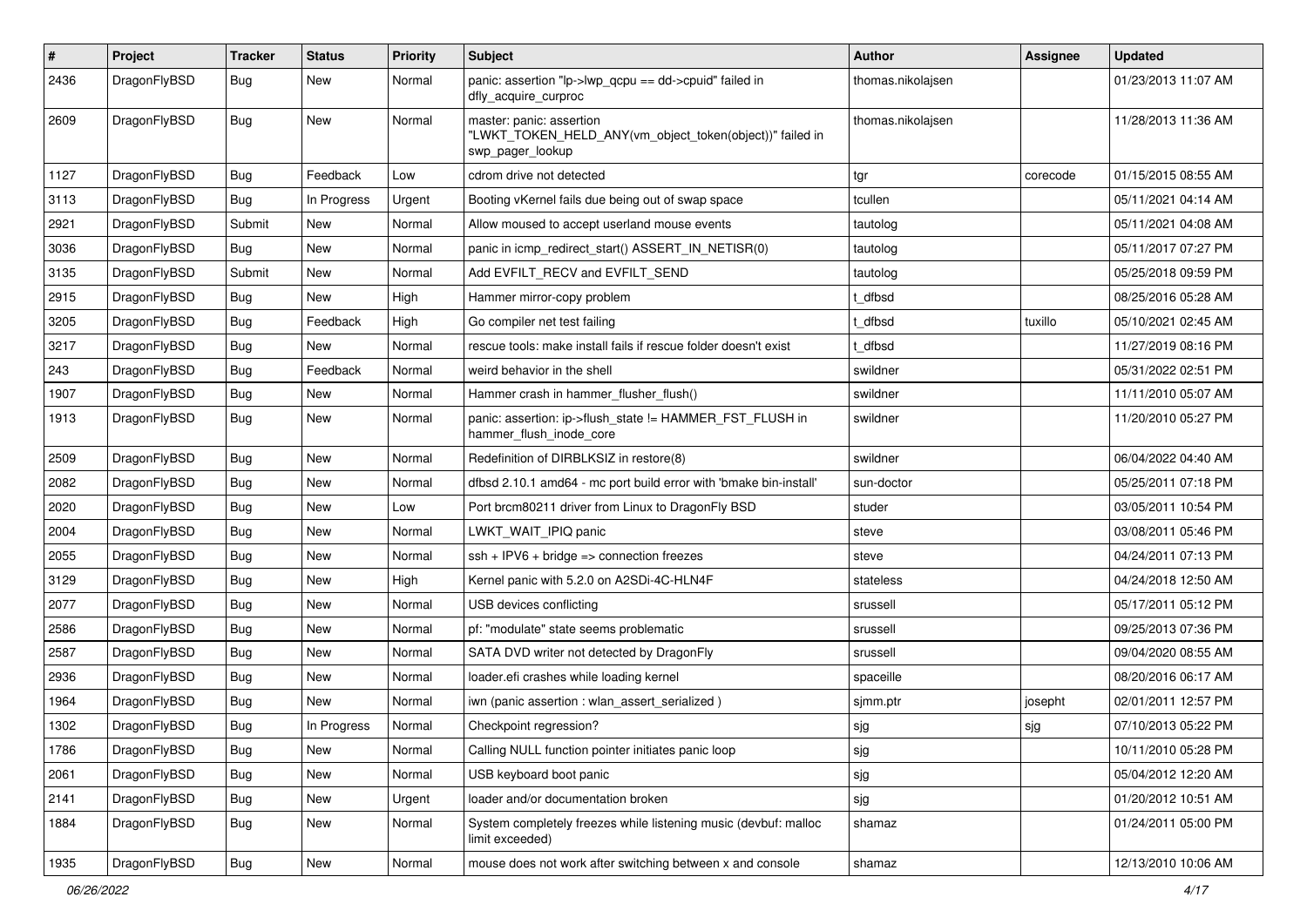| # | Project | Tracker | Status | Priority | Subject | Author | Assignee | Updated |
|---|---|---|---|---|---|---|---|---|
| 2436 | DragonFlyBSD | Bug | New | Normal | panic: assertion "lp->lwp_qcpu == dd->cpuid" failed in dfly_acquire_curproc | thomas.nikolajsen | | 01/23/2013 11:07 AM |
| 2609 | DragonFlyBSD | Bug | New | Normal | master: panic: assertion "LWKT_TOKEN_HELD_ANY(vm_object_token(object))" failed in swp_pager_lookup | thomas.nikolajsen | | 11/28/2013 11:36 AM |
| 1127 | DragonFlyBSD | Bug | Feedback | Low | cdrom drive not detected | tgr | corecode | 01/15/2015 08:55 AM |
| 3113 | DragonFlyBSD | Bug | In Progress | Urgent | Booting vKernel fails due being out of swap space | tcullen | | 05/11/2021 04:14 AM |
| 2921 | DragonFlyBSD | Submit | New | Normal | Allow moused to accept userland mouse events | tautolog | | 05/11/2021 04:08 AM |
| 3036 | DragonFlyBSD | Bug | New | Normal | panic in icmp_redirect_start() ASSERT_IN_NETISR(0) | tautolog | | 05/11/2017 07:27 PM |
| 3135 | DragonFlyBSD | Submit | New | Normal | Add EVFILT_RECV and EVFILT_SEND | tautolog | | 05/25/2018 09:59 PM |
| 2915 | DragonFlyBSD | Bug | New | High | Hammer mirror-copy problem | t_dfbsd | | 08/25/2016 05:28 AM |
| 3205 | DragonFlyBSD | Bug | Feedback | High | Go compiler net test failing | t_dfbsd | tuxillo | 05/10/2021 02:45 AM |
| 3217 | DragonFlyBSD | Bug | New | Normal | rescue tools: make install fails if rescue folder doesn't exist | t_dfbsd | | 11/27/2019 08:16 PM |
| 243 | DragonFlyBSD | Bug | Feedback | Normal | weird behavior in the shell | swildner | | 05/31/2022 02:51 PM |
| 1907 | DragonFlyBSD | Bug | New | Normal | Hammer crash in hammer_flusher_flush() | swildner | | 11/11/2010 05:07 AM |
| 1913 | DragonFlyBSD | Bug | New | Normal | panic: assertion: ip->flush_state != HAMMER_FST_FLUSH in hammer_flush_inode_core | swildner | | 11/20/2010 05:27 PM |
| 2509 | DragonFlyBSD | Bug | New | Normal | Redefinition of DIRBLKSIZ in restore(8) | swildner | | 06/04/2022 04:40 AM |
| 2082 | DragonFlyBSD | Bug | New | Normal | dfbsd 2.10.1 amd64 - mc port build error with 'bmake bin-install' | sun-doctor | | 05/25/2011 07:18 PM |
| 2020 | DragonFlyBSD | Bug | New | Low | Port brcm80211 driver from Linux to DragonFly BSD | studer | | 03/05/2011 10:54 PM |
| 2004 | DragonFlyBSD | Bug | New | Normal | LWKT_WAIT_IPIQ panic | steve | | 03/08/2011 05:46 PM |
| 2055 | DragonFlyBSD | Bug | New | Normal | ssh + IPV6 + bridge => connection freezes | steve | | 04/24/2011 07:13 PM |
| 3129 | DragonFlyBSD | Bug | New | High | Kernel panic with 5.2.0 on A2SDi-4C-HLN4F | stateless | | 04/24/2018 12:50 AM |
| 2077 | DragonFlyBSD | Bug | New | Normal | USB devices conflicting | srussell | | 05/17/2011 05:12 PM |
| 2586 | DragonFlyBSD | Bug | New | Normal | pf: "modulate" state seems problematic | srussell | | 09/25/2013 07:36 PM |
| 2587 | DragonFlyBSD | Bug | New | Normal | SATA DVD writer not detected by DragonFly | srussell | | 09/04/2020 08:55 AM |
| 2936 | DragonFlyBSD | Bug | New | Normal | loader.efi crashes while loading kernel | spaceille | | 08/20/2016 06:17 AM |
| 1964 | DragonFlyBSD | Bug | New | Normal | iwn (panic assertion : wlan_assert_serialized ) | sjmm.ptr | josepht | 02/01/2011 12:57 PM |
| 1302 | DragonFlyBSD | Bug | In Progress | Normal | Checkpoint regression? | sjg | sjg | 07/10/2013 05:22 PM |
| 1786 | DragonFlyBSD | Bug | New | Normal | Calling NULL function pointer initiates panic loop | sjg | | 10/11/2010 05:28 PM |
| 2061 | DragonFlyBSD | Bug | New | Normal | USB keyboard boot panic | sjg | | 05/04/2012 12:20 AM |
| 2141 | DragonFlyBSD | Bug | New | Urgent | loader and/or documentation broken | sjg | | 01/20/2012 10:51 AM |
| 1884 | DragonFlyBSD | Bug | New | Normal | System completely freezes while listening music (devbuf: malloc limit exceeded) | shamaz | | 01/24/2011 05:00 PM |
| 1935 | DragonFlyBSD | Bug | New | Normal | mouse does not work after switching between x and console | shamaz | | 12/13/2010 10:06 AM |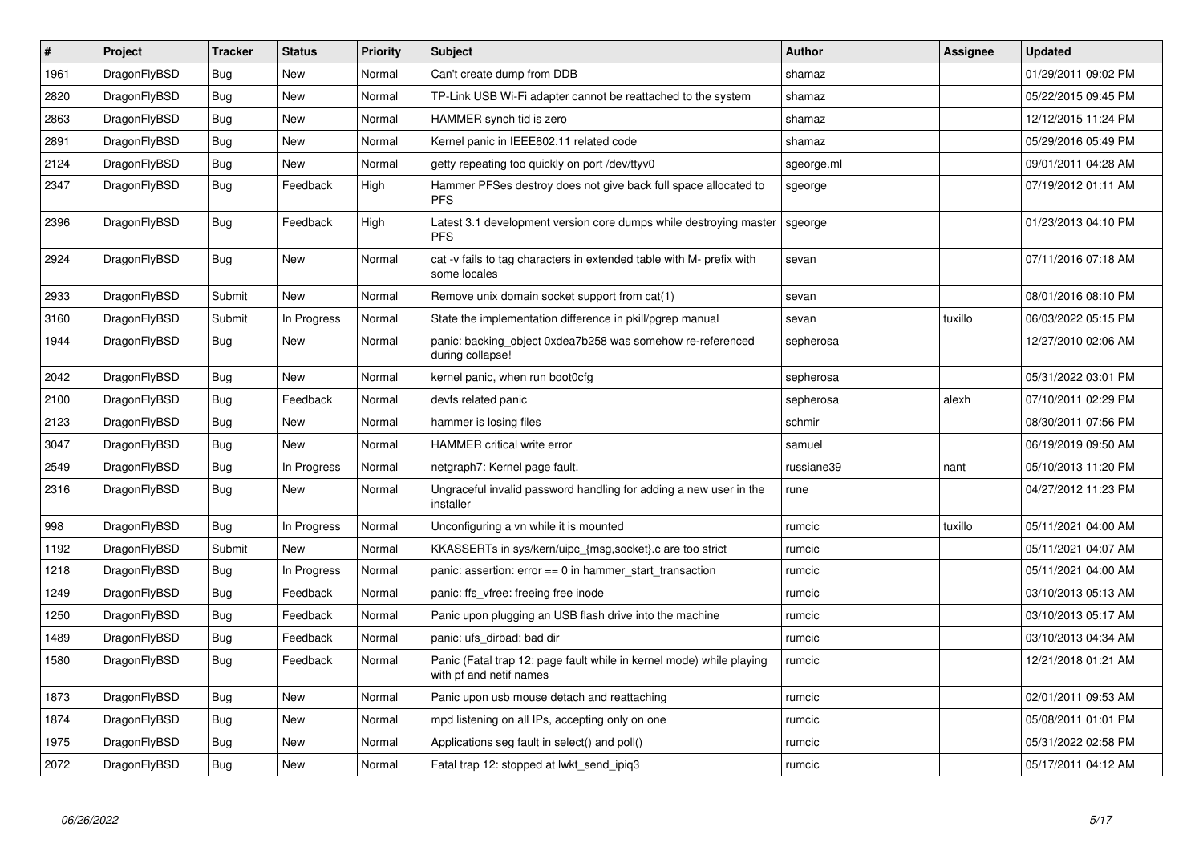| # | Project | Tracker | Status | Priority | Subject | Author | Assignee | Updated |
|---|---|---|---|---|---|---|---|---|
| 1961 | DragonFlyBSD | Bug | New | Normal | Can't create dump from DDB | shamaz | | 01/29/2011 09:02 PM |
| 2820 | DragonFlyBSD | Bug | New | Normal | TP-Link USB Wi-Fi adapter cannot be reattached to the system | shamaz | | 05/22/2015 09:45 PM |
| 2863 | DragonFlyBSD | Bug | New | Normal | HAMMER synch tid is zero | shamaz | | 12/12/2015 11:24 PM |
| 2891 | DragonFlyBSD | Bug | New | Normal | Kernel panic in IEEE802.11 related code | shamaz | | 05/29/2016 05:49 PM |
| 2124 | DragonFlyBSD | Bug | New | Normal | getty repeating too quickly on port /dev/ttyv0 | sgeorge.ml | | 09/01/2011 04:28 AM |
| 2347 | DragonFlyBSD | Bug | Feedback | High | Hammer PFSes destroy does not give back full space allocated to PFS | sgeorge | | 07/19/2012 01:11 AM |
| 2396 | DragonFlyBSD | Bug | Feedback | High | Latest 3.1 development version core dumps while destroying master PFS | sgeorge | | 01/23/2013 04:10 PM |
| 2924 | DragonFlyBSD | Bug | New | Normal | cat -v fails to tag characters in extended table with M- prefix with some locales | sevan | | 07/11/2016 07:18 AM |
| 2933 | DragonFlyBSD | Submit | New | Normal | Remove unix domain socket support from cat(1) | sevan | | 08/01/2016 08:10 PM |
| 3160 | DragonFlyBSD | Submit | In Progress | Normal | State the implementation difference in pkill/pgrep manual | sevan | tuxillo | 06/03/2022 05:15 PM |
| 1944 | DragonFlyBSD | Bug | New | Normal | panic: backing_object 0xdea7b258 was somehow re-referenced during collapse! | sepherosa | | 12/27/2010 02:06 AM |
| 2042 | DragonFlyBSD | Bug | New | Normal | kernel panic, when run boot0cfg | sepherosa | | 05/31/2022 03:01 PM |
| 2100 | DragonFlyBSD | Bug | Feedback | Normal | devfs related panic | sepherosa | alexh | 07/10/2011 02:29 PM |
| 2123 | DragonFlyBSD | Bug | New | Normal | hammer is losing files | schmir | | 08/30/2011 07:56 PM |
| 3047 | DragonFlyBSD | Bug | New | Normal | HAMMER critical write error | samuel | | 06/19/2019 09:50 AM |
| 2549 | DragonFlyBSD | Bug | In Progress | Normal | netgraph7: Kernel page fault. | russiane39 | nant | 05/10/2013 11:20 PM |
| 2316 | DragonFlyBSD | Bug | New | Normal | Ungraceful invalid password handling for adding a new user in the installer | rune | | 04/27/2012 11:23 PM |
| 998 | DragonFlyBSD | Bug | In Progress | Normal | Unconfiguring a vn while it is mounted | rumcic | tuxillo | 05/11/2021 04:00 AM |
| 1192 | DragonFlyBSD | Submit | New | Normal | KKASSERTs in sys/kern/uipc_{msg,socket}.c are too strict | rumcic | | 05/11/2021 04:07 AM |
| 1218 | DragonFlyBSD | Bug | In Progress | Normal | panic: assertion: error == 0 in hammer_start_transaction | rumcic | | 05/11/2021 04:00 AM |
| 1249 | DragonFlyBSD | Bug | Feedback | Normal | panic: ffs_vfree: freeing free inode | rumcic | | 03/10/2013 05:13 AM |
| 1250 | DragonFlyBSD | Bug | Feedback | Normal | Panic upon plugging an USB flash drive into the machine | rumcic | | 03/10/2013 05:17 AM |
| 1489 | DragonFlyBSD | Bug | Feedback | Normal | panic: ufs_dirbad: bad dir | rumcic | | 03/10/2013 04:34 AM |
| 1580 | DragonFlyBSD | Bug | Feedback | Normal | Panic (Fatal trap 12: page fault while in kernel mode) while playing with pf and netif names | rumcic | | 12/21/2018 01:21 AM |
| 1873 | DragonFlyBSD | Bug | New | Normal | Panic upon usb mouse detach and reattaching | rumcic | | 02/01/2011 09:53 AM |
| 1874 | DragonFlyBSD | Bug | New | Normal | mpd listening on all IPs, accepting only on one | rumcic | | 05/08/2011 01:01 PM |
| 1975 | DragonFlyBSD | Bug | New | Normal | Applications seg fault in select() and poll() | rumcic | | 05/31/2022 02:58 PM |
| 2072 | DragonFlyBSD | Bug | New | Normal | Fatal trap 12: stopped at lwkt_send_ipiq3 | rumcic | | 05/17/2011 04:12 AM |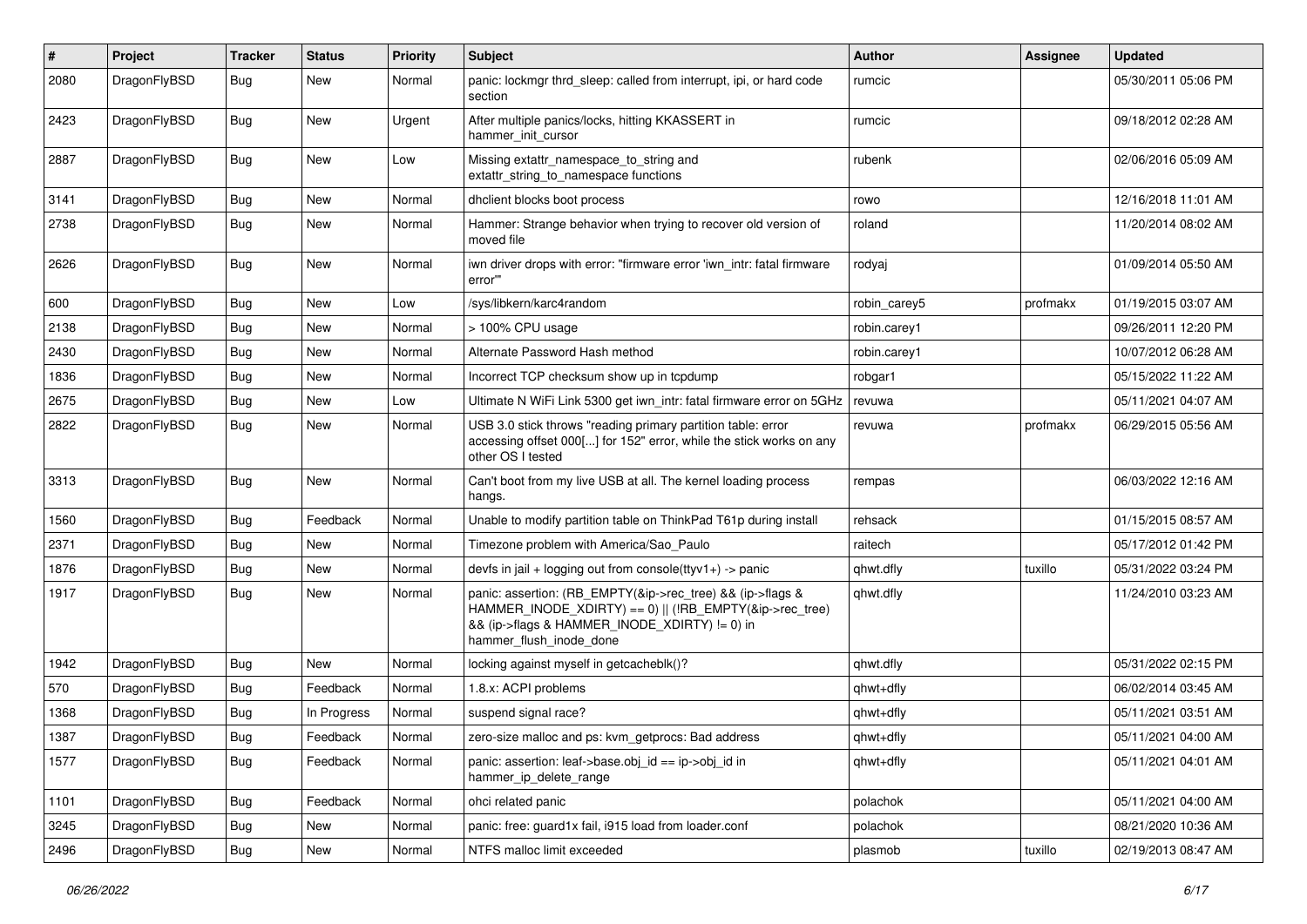| # | Project | Tracker | Status | Priority | Subject | Author | Assignee | Updated |
|---|---|---|---|---|---|---|---|---|
| 2080 | DragonFlyBSD | Bug | New | Normal | panic: lockmgr thrd_sleep: called from interrupt, ipi, or hard code section | rumcic | | 05/30/2011 05:06 PM |
| 2423 | DragonFlyBSD | Bug | New | Urgent | After multiple panics/locks, hitting KKASSERT in hammer_init_cursor | rumcic | | 09/18/2012 02:28 AM |
| 2887 | DragonFlyBSD | Bug | New | Low | Missing extattr_namespace_to_string and extattr_string_to_namespace functions | rubenk | | 02/06/2016 05:09 AM |
| 3141 | DragonFlyBSD | Bug | New | Normal | dhclient blocks boot process | rowo | | 12/16/2018 11:01 AM |
| 2738 | DragonFlyBSD | Bug | New | Normal | Hammer: Strange behavior when trying to recover old version of moved file | roland | | 11/20/2014 08:02 AM |
| 2626 | DragonFlyBSD | Bug | New | Normal | iwn driver drops with error: "firmware error 'iwn_intr: fatal firmware error'" | rodyaj | | 01/09/2014 05:50 AM |
| 600 | DragonFlyBSD | Bug | New | Low | /sys/libkern/karc4random | robin_carey5 | profmakx | 01/19/2015 03:07 AM |
| 2138 | DragonFlyBSD | Bug | New | Normal | > 100% CPU usage | robin.carey1 | | 09/26/2011 12:20 PM |
| 2430 | DragonFlyBSD | Bug | New | Normal | Alternate Password Hash method | robin.carey1 | | 10/07/2012 06:28 AM |
| 1836 | DragonFlyBSD | Bug | New | Normal | Incorrect TCP checksum show up in tcpdump | robgar1 | | 05/15/2022 11:22 AM |
| 2675 | DragonFlyBSD | Bug | New | Low | Ultimate N WiFi Link 5300 get iwn_intr: fatal firmware error on 5GHz | revuwa | | 05/11/2021 04:07 AM |
| 2822 | DragonFlyBSD | Bug | New | Normal | USB 3.0 stick throws "reading primary partition table: error accessing offset 000[...] for 152" error, while the stick works on any other OS I tested | revuwa | profmakx | 06/29/2015 05:56 AM |
| 3313 | DragonFlyBSD | Bug | New | Normal | Can't boot from my live USB at all. The kernel loading process hangs. | rempas | | 06/03/2022 12:16 AM |
| 1560 | DragonFlyBSD | Bug | Feedback | Normal | Unable to modify partition table on ThinkPad T61p during install | rehsack | | 01/15/2015 08:57 AM |
| 2371 | DragonFlyBSD | Bug | New | Normal | Timezone problem with America/Sao_Paulo | raitech | | 05/17/2012 01:42 PM |
| 1876 | DragonFlyBSD | Bug | New | Normal | devfs in jail + logging out from console(ttyv1+) -> panic | qhwt.dfly | tuxillo | 05/31/2022 03:24 PM |
| 1917 | DragonFlyBSD | Bug | New | Normal | panic: assertion: (RB_EMPTY(&ip->rec_tree) && (ip->flags & HAMMER_INODE_XDIRTY) == 0) \|\| (!RB_EMPTY(&ip->rec_tree) && (ip->flags & HAMMER_INODE_XDIRTY) != 0) in hammer_flush_inode_done | qhwt.dfly | | 11/24/2010 03:23 AM |
| 1942 | DragonFlyBSD | Bug | New | Normal | locking against myself in getcacheblk()? | qhwt.dfly | | 05/31/2022 02:15 PM |
| 570 | DragonFlyBSD | Bug | Feedback | Normal | 1.8.x: ACPI problems | qhwt+dfly | | 06/02/2014 03:45 AM |
| 1368 | DragonFlyBSD | Bug | In Progress | Normal | suspend signal race? | qhwt+dfly | | 05/11/2021 03:51 AM |
| 1387 | DragonFlyBSD | Bug | Feedback | Normal | zero-size malloc and ps: kvm_getprocs: Bad address | qhwt+dfly | | 05/11/2021 04:00 AM |
| 1577 | DragonFlyBSD | Bug | Feedback | Normal | panic: assertion: leaf->base.obj_id == ip->obj_id in hammer_ip_delete_range | qhwt+dfly | | 05/11/2021 04:01 AM |
| 1101 | DragonFlyBSD | Bug | Feedback | Normal | ohci related panic | polachok | | 05/11/2021 04:00 AM |
| 3245 | DragonFlyBSD | Bug | New | Normal | panic: free: guard1x fail, i915 load from loader.conf | polachok | | 08/21/2020 10:36 AM |
| 2496 | DragonFlyBSD | Bug | New | Normal | NTFS malloc limit exceeded | plasmob | tuxillo | 02/19/2013 08:47 AM |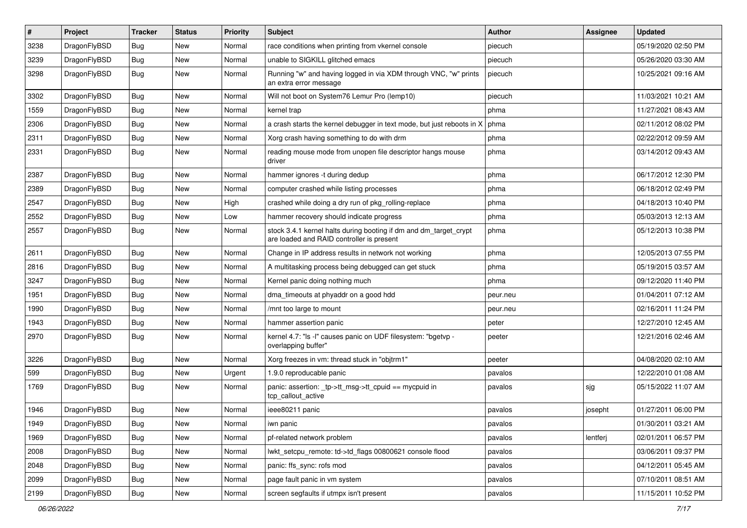| # | Project | Tracker | Status | Priority | Subject | Author | Assignee | Updated |
|---|---|---|---|---|---|---|---|---|
| 3238 | DragonFlyBSD | Bug | New | Normal | race conditions when printing from vkernel console | piecuch | | 05/19/2020 02:50 PM |
| 3239 | DragonFlyBSD | Bug | New | Normal | unable to SIGKILL glitched emacs | piecuch | | 05/26/2020 03:30 AM |
| 3298 | DragonFlyBSD | Bug | New | Normal | Running "w" and having logged in via XDM through VNC, "w" prints an extra error message | piecuch | | 10/25/2021 09:16 AM |
| 3302 | DragonFlyBSD | Bug | New | Normal | Will not boot on System76 Lemur Pro (lemp10) | piecuch | | 11/03/2021 10:21 AM |
| 1559 | DragonFlyBSD | Bug | New | Normal | kernel trap | phma | | 11/27/2021 08:43 AM |
| 2306 | DragonFlyBSD | Bug | New | Normal | a crash starts the kernel debugger in text mode, but just reboots in X | phma | | 02/11/2012 08:02 PM |
| 2311 | DragonFlyBSD | Bug | New | Normal | Xorg crash having something to do with drm | phma | | 02/22/2012 09:59 AM |
| 2331 | DragonFlyBSD | Bug | New | Normal | reading mouse mode from unopen file descriptor hangs mouse driver | phma | | 03/14/2012 09:43 AM |
| 2387 | DragonFlyBSD | Bug | New | Normal | hammer ignores -t during dedup | phma | | 06/17/2012 12:30 PM |
| 2389 | DragonFlyBSD | Bug | New | Normal | computer crashed while listing processes | phma | | 06/18/2012 02:49 PM |
| 2547 | DragonFlyBSD | Bug | New | High | crashed while doing a dry run of pkg_rolling-replace | phma | | 04/18/2013 10:40 PM |
| 2552 | DragonFlyBSD | Bug | New | Low | hammer recovery should indicate progress | phma | | 05/03/2013 12:13 AM |
| 2557 | DragonFlyBSD | Bug | New | Normal | stock 3.4.1 kernel halts during booting if dm and dm_target_crypt are loaded and RAID controller is present | phma | | 05/12/2013 10:38 PM |
| 2611 | DragonFlyBSD | Bug | New | Normal | Change in IP address results in network not working | phma | | 12/05/2013 07:55 PM |
| 2816 | DragonFlyBSD | Bug | New | Normal | A multitasking process being debugged can get stuck | phma | | 05/19/2015 03:57 AM |
| 3247 | DragonFlyBSD | Bug | New | Normal | Kernel panic doing nothing much | phma | | 09/12/2020 11:40 PM |
| 1951 | DragonFlyBSD | Bug | New | Normal | dma_timeouts at phyaddr on a good hdd | peur.neu | | 01/04/2011 07:12 AM |
| 1990 | DragonFlyBSD | Bug | New | Normal | /mnt too large to mount | peur.neu | | 02/16/2011 11:24 PM |
| 1943 | DragonFlyBSD | Bug | New | Normal | hammer assertion panic | peter | | 12/27/2010 12:45 AM |
| 2970 | DragonFlyBSD | Bug | New | Normal | kernel 4.7: "ls -l" causes panic on UDF filesystem: "bgetvp - overlapping buffer" | peeter | | 12/21/2016 02:46 AM |
| 3226 | DragonFlyBSD | Bug | New | Normal | Xorg freezes in vm: thread stuck in "objtrm1" | peeter | | 04/08/2020 02:10 AM |
| 599 | DragonFlyBSD | Bug | New | Urgent | 1.9.0 reproducable panic | pavalos | | 12/22/2010 01:08 AM |
| 1769 | DragonFlyBSD | Bug | New | Normal | panic: assertion: _tp->tt_msg->tt_cpuid == mycpuid in tcp_callout_active | pavalos | sjg | 05/15/2022 11:07 AM |
| 1946 | DragonFlyBSD | Bug | New | Normal | ieee80211 panic | pavalos | josepht | 01/27/2011 06:00 PM |
| 1949 | DragonFlyBSD | Bug | New | Normal | iwn panic | pavalos | | 01/30/2011 03:21 AM |
| 1969 | DragonFlyBSD | Bug | New | Normal | pf-related network problem | pavalos | lentferj | 02/01/2011 06:57 PM |
| 2008 | DragonFlyBSD | Bug | New | Normal | lwkt_setcpu_remote: td->td_flags 00800621 console flood | pavalos | | 03/06/2011 09:37 PM |
| 2048 | DragonFlyBSD | Bug | New | Normal | panic: ffs_sync: rofs mod | pavalos | | 04/12/2011 05:45 AM |
| 2099 | DragonFlyBSD | Bug | New | Normal | page fault panic in vm system | pavalos | | 07/10/2011 08:51 AM |
| 2199 | DragonFlyBSD | Bug | New | Normal | screen segfaults if utmpx isn't present | pavalos | | 11/15/2011 10:52 PM |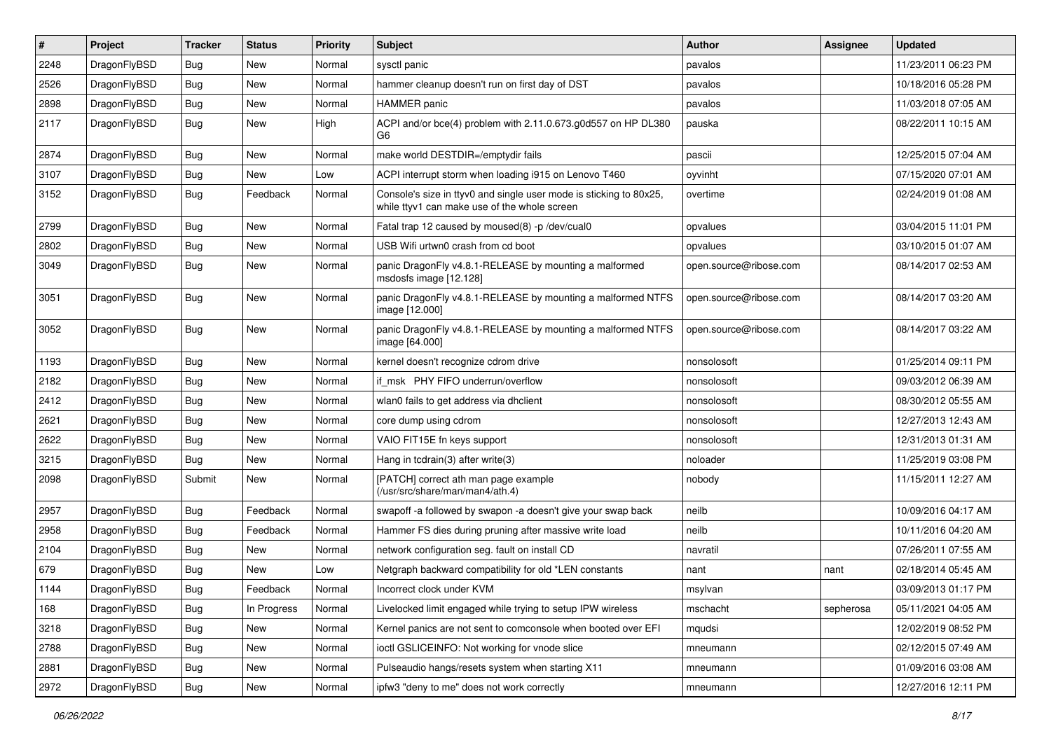| # | Project | Tracker | Status | Priority | Subject | Author | Assignee | Updated |
|---|---|---|---|---|---|---|---|---|
| 2248 | DragonFlyBSD | Bug | New | Normal | sysctl panic | pavalos | | 11/23/2011 06:23 PM |
| 2526 | DragonFlyBSD | Bug | New | Normal | hammer cleanup doesn't run on first day of DST | pavalos | | 10/18/2016 05:28 PM |
| 2898 | DragonFlyBSD | Bug | New | Normal | HAMMER panic | pavalos | | 11/03/2018 07:05 AM |
| 2117 | DragonFlyBSD | Bug | New | High | ACPI and/or bce(4) problem with 2.11.0.673.g0d557 on HP DL380 G6 | pauska | | 08/22/2011 10:15 AM |
| 2874 | DragonFlyBSD | Bug | New | Normal | make world DESTDIR=/emptydir fails | pascii | | 12/25/2015 07:04 AM |
| 3107 | DragonFlyBSD | Bug | New | Low | ACPI interrupt storm when loading i915 on Lenovo T460 | oyvinht | | 07/15/2020 07:01 AM |
| 3152 | DragonFlyBSD | Bug | Feedback | Normal | Console's size in ttyv0 and single user mode is sticking to 80x25, while ttyv1 can make use of the whole screen | overtime | | 02/24/2019 01:08 AM |
| 2799 | DragonFlyBSD | Bug | New | Normal | Fatal trap 12 caused by moused(8) -p /dev/cual0 | opvalues | | 03/04/2015 11:01 PM |
| 2802 | DragonFlyBSD | Bug | New | Normal | USB Wifi urtwn0 crash from cd boot | opvalues | | 03/10/2015 01:07 AM |
| 3049 | DragonFlyBSD | Bug | New | Normal | panic DragonFly v4.8.1-RELEASE by mounting a malformed msdosfs image [12.128] | open.source@ribose.com | | 08/14/2017 02:53 AM |
| 3051 | DragonFlyBSD | Bug | New | Normal | panic DragonFly v4.8.1-RELEASE by mounting a malformed NTFS image [12.000] | open.source@ribose.com | | 08/14/2017 03:20 AM |
| 3052 | DragonFlyBSD | Bug | New | Normal | panic DragonFly v4.8.1-RELEASE by mounting a malformed NTFS image [64.000] | open.source@ribose.com | | 08/14/2017 03:22 AM |
| 1193 | DragonFlyBSD | Bug | New | Normal | kernel doesn't recognize cdrom drive | nonsolosoft | | 01/25/2014 09:11 PM |
| 2182 | DragonFlyBSD | Bug | New | Normal | if_msk PHY FIFO underrun/overflow | nonsolosoft | | 09/03/2012 06:39 AM |
| 2412 | DragonFlyBSD | Bug | New | Normal | wlan0 fails to get address via dhclient | nonsolosoft | | 08/30/2012 05:55 AM |
| 2621 | DragonFlyBSD | Bug | New | Normal | core dump using cdrom | nonsolosoft | | 12/27/2013 12:43 AM |
| 2622 | DragonFlyBSD | Bug | New | Normal | VAIO FIT15E fn keys support | nonsolosoft | | 12/31/2013 01:31 AM |
| 3215 | DragonFlyBSD | Bug | New | Normal | Hang in tcdrain(3) after write(3) | noloader | | 11/25/2019 03:08 PM |
| 2098 | DragonFlyBSD | Submit | New | Normal | [PATCH] correct ath man page example (/usr/src/share/man/man4/ath.4) | nobody | | 11/15/2011 12:27 AM |
| 2957 | DragonFlyBSD | Bug | Feedback | Normal | swapoff -a followed by swapon -a doesn't give your swap back | neilb | | 10/09/2016 04:17 AM |
| 2958 | DragonFlyBSD | Bug | Feedback | Normal | Hammer FS dies during pruning after massive write load | neilb | | 10/11/2016 04:20 AM |
| 2104 | DragonFlyBSD | Bug | New | Normal | network configuration seg. fault on install CD | navratil | | 07/26/2011 07:55 AM |
| 679 | DragonFlyBSD | Bug | New | Low | Netgraph backward compatibility for old *LEN constants | nant | nant | 02/18/2014 05:45 AM |
| 1144 | DragonFlyBSD | Bug | Feedback | Normal | Incorrect clock under KVM | msylvan | | 03/09/2013 01:17 PM |
| 168 | DragonFlyBSD | Bug | In Progress | Normal | Livelocked limit engaged while trying to setup IPW wireless | mschacht | sepherosa | 05/11/2021 04:05 AM |
| 3218 | DragonFlyBSD | Bug | New | Normal | Kernel panics are not sent to comconsole when booted over EFI | mqudsi | | 12/02/2019 08:52 PM |
| 2788 | DragonFlyBSD | Bug | New | Normal | ioctl GSLICEINFO: Not working for vnode slice | mneumann | | 02/12/2015 07:49 AM |
| 2881 | DragonFlyBSD | Bug | New | Normal | Pulseaudio hangs/resets system when starting X11 | mneumann | | 01/09/2016 03:08 AM |
| 2972 | DragonFlyBSD | Bug | New | Normal | ipfw3 "deny to me" does not work correctly | mneumann | | 12/27/2016 12:11 PM |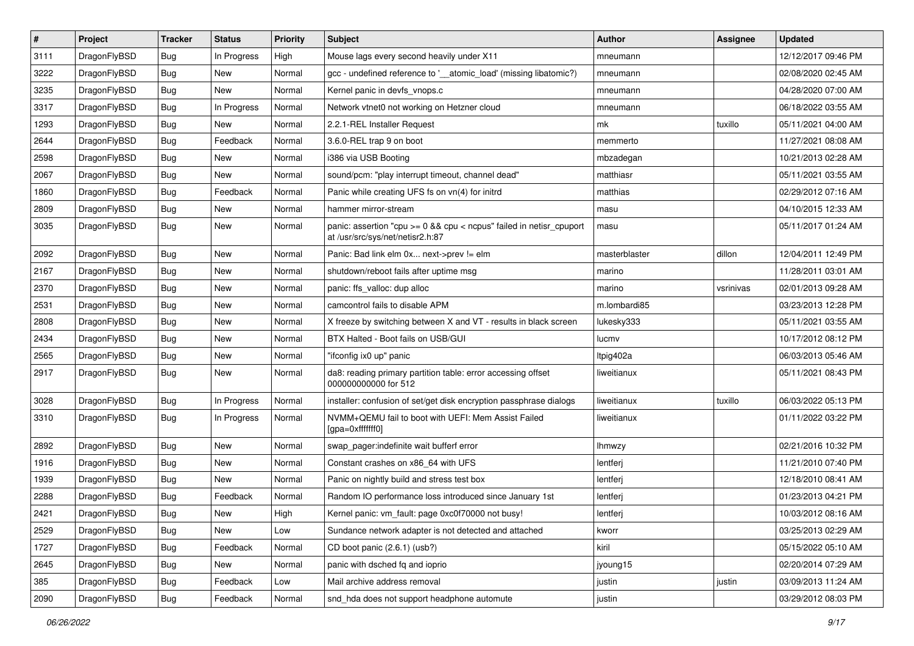| # | Project | Tracker | Status | Priority | Subject | Author | Assignee | Updated |
|---|---|---|---|---|---|---|---|---|
| 3111 | DragonFlyBSD | Bug | In Progress | High | Mouse lags every second heavily under X11 | mneumann | | 12/12/2017 09:46 PM |
| 3222 | DragonFlyBSD | Bug | New | Normal | gcc - undefined reference to '__atomic_load' (missing libatomic?) | mneumann | | 02/08/2020 02:45 AM |
| 3235 | DragonFlyBSD | Bug | New | Normal | Kernel panic in devfs_vnops.c | mneumann | | 04/28/2020 07:00 AM |
| 3317 | DragonFlyBSD | Bug | In Progress | Normal | Network vtnet0 not working on Hetzner cloud | mneumann | | 06/18/2022 03:55 AM |
| 1293 | DragonFlyBSD | Bug | New | Normal | 2.2.1-REL Installer Request | mk | tuxillo | 05/11/2021 04:00 AM |
| 2644 | DragonFlyBSD | Bug | Feedback | Normal | 3.6.0-REL trap 9 on boot | memmerto | | 11/27/2021 08:08 AM |
| 2598 | DragonFlyBSD | Bug | New | Normal | i386 via USB Booting | mbzadegan | | 10/21/2013 02:28 AM |
| 2067 | DragonFlyBSD | Bug | New | Normal | sound/pcm: "play interrupt timeout, channel dead" | matthiasr | | 05/11/2021 03:55 AM |
| 1860 | DragonFlyBSD | Bug | Feedback | Normal | Panic while creating UFS fs on vn(4) for initrd | matthias | | 02/29/2012 07:16 AM |
| 2809 | DragonFlyBSD | Bug | New | Normal | hammer mirror-stream | masu | | 04/10/2015 12:33 AM |
| 3035 | DragonFlyBSD | Bug | New | Normal | panic: assertion "cpu >= 0 && cpu < ncpus" failed in netisr_cpuport at /usr/src/sys/net/netisr2.h:87 | masu | | 05/11/2017 01:24 AM |
| 2092 | DragonFlyBSD | Bug | New | Normal | Panic: Bad link elm 0x... next->prev != elm | masterblaster | dillon | 12/04/2011 12:49 PM |
| 2167 | DragonFlyBSD | Bug | New | Normal | shutdown/reboot fails after uptime msg | marino | | 11/28/2011 03:01 AM |
| 2370 | DragonFlyBSD | Bug | New | Normal | panic: ffs_valloc: dup alloc | marino | vsrinivas | 02/01/2013 09:28 AM |
| 2531 | DragonFlyBSD | Bug | New | Normal | camcontrol fails to disable APM | m.lombardi85 | | 03/23/2013 12:28 PM |
| 2808 | DragonFlyBSD | Bug | New | Normal | X freeze by switching between X and VT - results in black screen | lukesky333 | | 05/11/2021 03:55 AM |
| 2434 | DragonFlyBSD | Bug | New | Normal | BTX Halted - Boot fails on USB/GUI | lucmv | | 10/17/2012 08:12 PM |
| 2565 | DragonFlyBSD | Bug | New | Normal | "ifconfig ix0 up" panic | ltpig402a | | 06/03/2013 05:46 AM |
| 2917 | DragonFlyBSD | Bug | New | Normal | da8: reading primary partition table: error accessing offset 000000000000 for 512 | liweitianux | | 05/11/2021 08:43 PM |
| 3028 | DragonFlyBSD | Bug | In Progress | Normal | installer: confusion of set/get disk encryption passphrase dialogs | liweitianux | tuxillo | 06/03/2022 05:13 PM |
| 3310 | DragonFlyBSD | Bug | In Progress | Normal | NVMM+QEMU fail to boot with UEFI: Mem Assist Failed [gpa=0xfffffff0] | liweitianux | | 01/11/2022 03:22 PM |
| 2892 | DragonFlyBSD | Bug | New | Normal | swap_pager:indefinite wait bufferf error | lhmwzy | | 02/21/2016 10:32 PM |
| 1916 | DragonFlyBSD | Bug | New | Normal | Constant crashes on x86_64 with UFS | lentferj | | 11/21/2010 07:40 PM |
| 1939 | DragonFlyBSD | Bug | New | Normal | Panic on nightly build and stress test box | lentferj | | 12/18/2010 08:41 AM |
| 2288 | DragonFlyBSD | Bug | Feedback | Normal | Random IO performance loss introduced since January 1st | lentferj | | 01/23/2013 04:21 PM |
| 2421 | DragonFlyBSD | Bug | New | High | Kernel panic: vm_fault: page 0xc0f70000 not busy! | lentferj | | 10/03/2012 08:16 AM |
| 2529 | DragonFlyBSD | Bug | New | Low | Sundance network adapter is not detected and attached | kworr | | 03/25/2013 02:29 AM |
| 1727 | DragonFlyBSD | Bug | Feedback | Normal | CD boot panic (2.6.1) (usb?) | kiril | | 05/15/2022 05:10 AM |
| 2645 | DragonFlyBSD | Bug | New | Normal | panic with dsched fq and ioprio | jyoung15 | | 02/20/2014 07:29 AM |
| 385 | DragonFlyBSD | Bug | Feedback | Low | Mail archive address removal | justin | justin | 03/09/2013 11:24 AM |
| 2090 | DragonFlyBSD | Bug | Feedback | Normal | snd_hda does not support headphone automute | justin | | 03/29/2012 08:03 PM |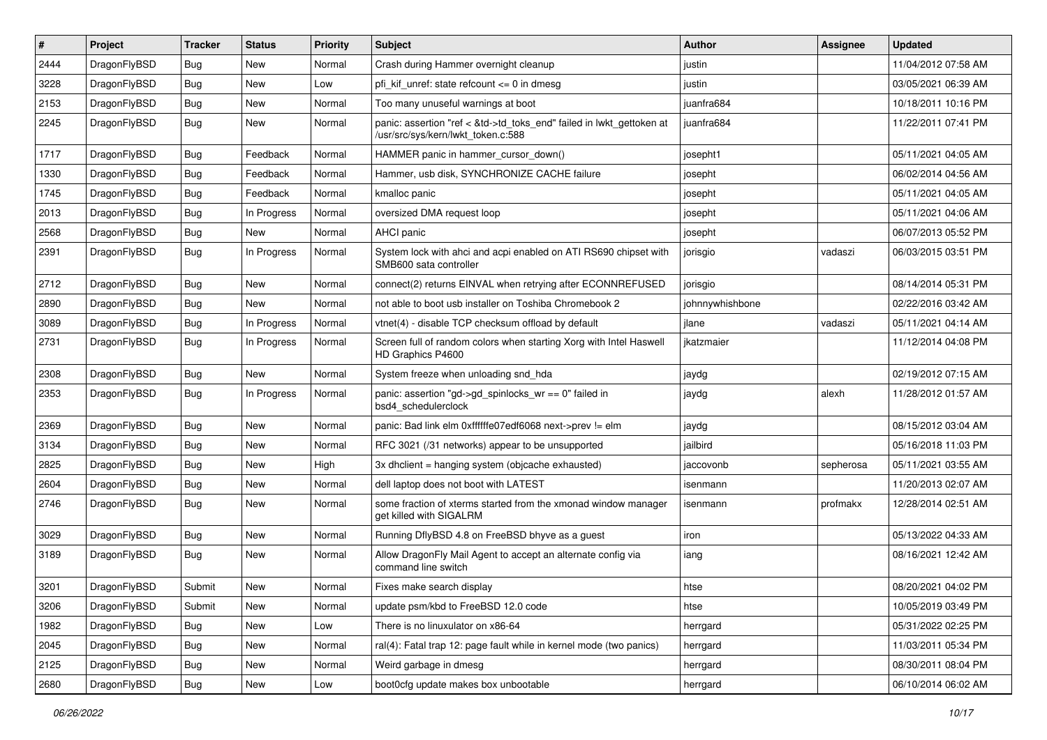| # | Project | Tracker | Status | Priority | Subject | Author | Assignee | Updated |
|---|---|---|---|---|---|---|---|---|
| 2444 | DragonFlyBSD | Bug | New | Normal | Crash during Hammer overnight cleanup | justin | | 11/04/2012 07:58 AM |
| 3228 | DragonFlyBSD | Bug | New | Low | pfi_kif_unref: state refcount <= 0 in dmesg | justin | | 03/05/2021 06:39 AM |
| 2153 | DragonFlyBSD | Bug | New | Normal | Too many unuseful warnings at boot | juanfra684 | | 10/18/2011 10:16 PM |
| 2245 | DragonFlyBSD | Bug | New | Normal | panic: assertion "ref < &td->td_toks_end" failed in lwkt_gettoken at /usr/src/sys/kern/lwkt_token.c:588 | juanfra684 | | 11/22/2011 07:41 PM |
| 1717 | DragonFlyBSD | Bug | Feedback | Normal | HAMMER panic in hammer_cursor_down() | josepht1 | | 05/11/2021 04:05 AM |
| 1330 | DragonFlyBSD | Bug | Feedback | Normal | Hammer, usb disk, SYNCHRONIZE CACHE failure | josepht | | 06/02/2014 04:56 AM |
| 1745 | DragonFlyBSD | Bug | Feedback | Normal | kmalloc panic | josepht | | 05/11/2021 04:05 AM |
| 2013 | DragonFlyBSD | Bug | In Progress | Normal | oversized DMA request loop | josepht | | 05/11/2021 04:06 AM |
| 2568 | DragonFlyBSD | Bug | New | Normal | AHCI panic | josepht | | 06/07/2013 05:52 PM |
| 2391 | DragonFlyBSD | Bug | In Progress | Normal | System lock with ahci and acpi enabled on ATI RS690 chipset with SMB600 sata controller | jorisgio | vadaszi | 06/03/2015 03:51 PM |
| 2712 | DragonFlyBSD | Bug | New | Normal | connect(2) returns EINVAL when retrying after ECONNREFUSED | jorisgio | | 08/14/2014 05:31 PM |
| 2890 | DragonFlyBSD | Bug | New | Normal | not able to boot usb installer on Toshiba Chromebook 2 | johnnywhishbone | | 02/22/2016 03:42 AM |
| 3089 | DragonFlyBSD | Bug | In Progress | Normal | vtnet(4) - disable TCP checksum offload by default | jlane | vadaszi | 05/11/2021 04:14 AM |
| 2731 | DragonFlyBSD | Bug | In Progress | Normal | Screen full of random colors when starting Xorg with Intel Haswell HD Graphics P4600 | jkatzmaier | | 11/12/2014 04:08 PM |
| 2308 | DragonFlyBSD | Bug | New | Normal | System freeze when unloading snd_hda | jaydg | | 02/19/2012 07:15 AM |
| 2353 | DragonFlyBSD | Bug | In Progress | Normal | panic: assertion "gd->gd_spinlocks_wr == 0" failed in bsd4_schedulerclock | jaydg | alexh | 11/28/2012 01:57 AM |
| 2369 | DragonFlyBSD | Bug | New | Normal | panic: Bad link elm 0xffffffe07edf6068 next->prev != elm | jaydg | | 08/15/2012 03:04 AM |
| 3134 | DragonFlyBSD | Bug | New | Normal | RFC 3021 (/31 networks) appear to be unsupported | jailbird | | 05/16/2018 11:03 PM |
| 2825 | DragonFlyBSD | Bug | New | High | 3x dhclient = hanging system (objcache exhausted) | jaccovonb | sepherosa | 05/11/2021 03:55 AM |
| 2604 | DragonFlyBSD | Bug | New | Normal | dell laptop does not boot with LATEST | isenmann | | 11/20/2013 02:07 AM |
| 2746 | DragonFlyBSD | Bug | New | Normal | some fraction of xterms started from the xmonad window manager get killed with SIGALRM | isenmann | profmakx | 12/28/2014 02:51 AM |
| 3029 | DragonFlyBSD | Bug | New | Normal | Running DflyBSD 4.8 on FreeBSD bhyve as a guest | iron | | 05/13/2022 04:33 AM |
| 3189 | DragonFlyBSD | Bug | New | Normal | Allow DragonFly Mail Agent to accept an alternate config via command line switch | iang | | 08/16/2021 12:42 AM |
| 3201 | DragonFlyBSD | Submit | New | Normal | Fixes make search display | htse | | 08/20/2021 04:02 PM |
| 3206 | DragonFlyBSD | Submit | New | Normal | update psm/kbd to FreeBSD 12.0 code | htse | | 10/05/2019 03:49 PM |
| 1982 | DragonFlyBSD | Bug | New | Low | There is no linuxulator on x86-64 | herrgard | | 05/31/2022 02:25 PM |
| 2045 | DragonFlyBSD | Bug | New | Normal | ral(4): Fatal trap 12: page fault while in kernel mode (two panics) | herrgard | | 11/03/2011 05:34 PM |
| 2125 | DragonFlyBSD | Bug | New | Normal | Weird garbage in dmesg | herrgard | | 08/30/2011 08:04 PM |
| 2680 | DragonFlyBSD | Bug | New | Low | boot0cfg update makes box unbootable | herrgard | | 06/10/2014 06:02 AM |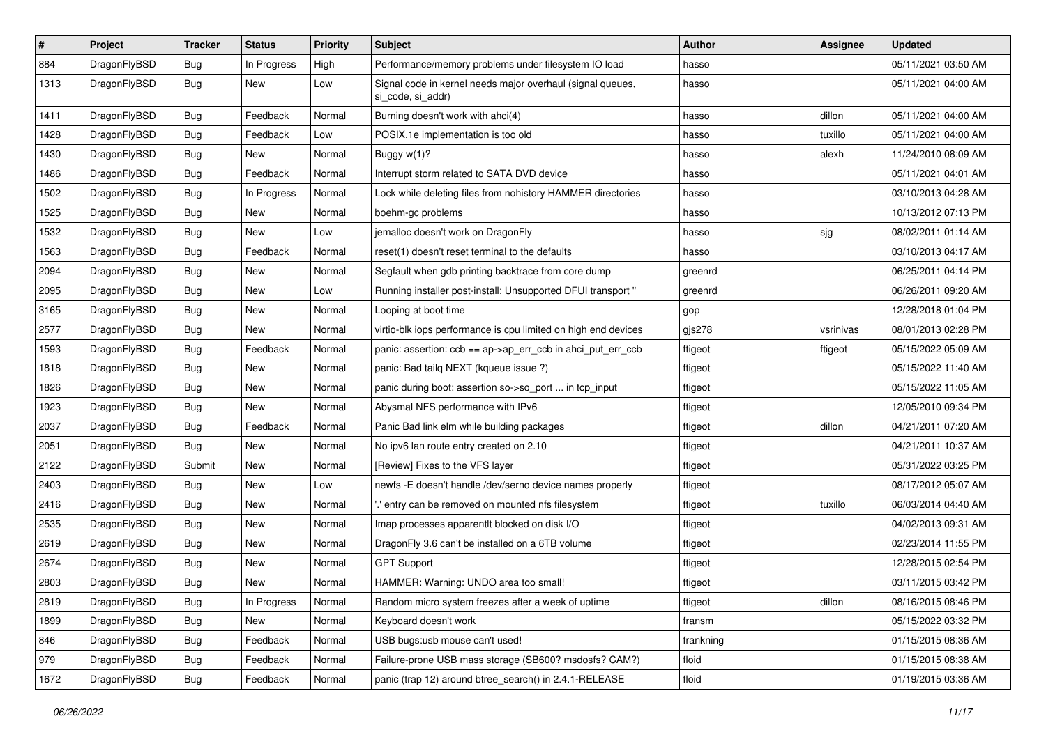| # | Project | Tracker | Status | Priority | Subject | Author | Assignee | Updated |
|---|---|---|---|---|---|---|---|---|
| 884 | DragonFlyBSD | Bug | In Progress | High | Performance/memory problems under filesystem IO load | hasso | | 05/11/2021 03:50 AM |
| 1313 | DragonFlyBSD | Bug | New | Low | Signal code in kernel needs major overhaul (signal queues, si_code, si_addr) | hasso | | 05/11/2021 04:00 AM |
| 1411 | DragonFlyBSD | Bug | Feedback | Normal | Burning doesn't work with ahci(4) | hasso | dillon | 05/11/2021 04:00 AM |
| 1428 | DragonFlyBSD | Bug | Feedback | Low | POSIX.1e implementation is too old | hasso | tuxillo | 05/11/2021 04:00 AM |
| 1430 | DragonFlyBSD | Bug | New | Normal | Buggy w(1)? | hasso | alexh | 11/24/2010 08:09 AM |
| 1486 | DragonFlyBSD | Bug | Feedback | Normal | Interrupt storm related to SATA DVD device | hasso | | 05/11/2021 04:01 AM |
| 1502 | DragonFlyBSD | Bug | In Progress | Normal | Lock while deleting files from nohistory HAMMER directories | hasso | | 03/10/2013 04:28 AM |
| 1525 | DragonFlyBSD | Bug | New | Normal | boehm-gc problems | hasso | | 10/13/2012 07:13 PM |
| 1532 | DragonFlyBSD | Bug | New | Low | jemalloc doesn't work on DragonFly | hasso | sjg | 08/02/2011 01:14 AM |
| 1563 | DragonFlyBSD | Bug | Feedback | Normal | reset(1) doesn't reset terminal to the defaults | hasso | | 03/10/2013 04:17 AM |
| 2094 | DragonFlyBSD | Bug | New | Normal | Segfault when gdb printing backtrace from core dump | greenrd | | 06/25/2011 04:14 PM |
| 2095 | DragonFlyBSD | Bug | New | Low | Running installer post-install: Unsupported DFUI transport " | greenrd | | 06/26/2011 09:20 AM |
| 3165 | DragonFlyBSD | Bug | New | Normal | Looping at boot time | gop | | 12/28/2018 01:04 PM |
| 2577 | DragonFlyBSD | Bug | New | Normal | virtio-blk iops performance is cpu limited on high end devices | gjs278 | vsrinivas | 08/01/2013 02:28 PM |
| 1593 | DragonFlyBSD | Bug | Feedback | Normal | panic: assertion: ccb == ap->ap_err_ccb in ahci_put_err_ccb | ftigeot | ftigeot | 05/15/2022 05:09 AM |
| 1818 | DragonFlyBSD | Bug | New | Normal | panic: Bad tailq NEXT (kqueue issue ?) | ftigeot | | 05/15/2022 11:40 AM |
| 1826 | DragonFlyBSD | Bug | New | Normal | panic during boot: assertion so->so_port ... in tcp_input | ftigeot | | 05/15/2022 11:05 AM |
| 1923 | DragonFlyBSD | Bug | New | Normal | Abysmal NFS performance with IPv6 | ftigeot | | 12/05/2010 09:34 PM |
| 2037 | DragonFlyBSD | Bug | Feedback | Normal | Panic Bad link elm while building packages | ftigeot | dillon | 04/21/2011 07:20 AM |
| 2051 | DragonFlyBSD | Bug | New | Normal | No ipv6 lan route entry created on 2.10 | ftigeot | | 04/21/2011 10:37 AM |
| 2122 | DragonFlyBSD | Submit | New | Normal | [Review] Fixes to the VFS layer | ftigeot | | 05/31/2022 03:25 PM |
| 2403 | DragonFlyBSD | Bug | New | Low | newfs -E doesn't handle /dev/serno device names properly | ftigeot | | 08/17/2012 05:07 AM |
| 2416 | DragonFlyBSD | Bug | New | Normal | '.' entry can be removed on mounted nfs filesystem | ftigeot | tuxillo | 06/03/2014 04:40 AM |
| 2535 | DragonFlyBSD | Bug | New | Normal | Imap processes apparentlt blocked on disk I/O | ftigeot | | 04/02/2013 09:31 AM |
| 2619 | DragonFlyBSD | Bug | New | Normal | DragonFly 3.6 can't be installed on a 6TB volume | ftigeot | | 02/23/2014 11:55 PM |
| 2674 | DragonFlyBSD | Bug | New | Normal | GPT Support | ftigeot | | 12/28/2015 02:54 PM |
| 2803 | DragonFlyBSD | Bug | New | Normal | HAMMER: Warning: UNDO area too small! | ftigeot | | 03/11/2015 03:42 PM |
| 2819 | DragonFlyBSD | Bug | In Progress | Normal | Random micro system freezes after a week of uptime | ftigeot | dillon | 08/16/2015 08:46 PM |
| 1899 | DragonFlyBSD | Bug | New | Normal | Keyboard doesn't work | fransm | | 05/15/2022 03:32 PM |
| 846 | DragonFlyBSD | Bug | Feedback | Normal | USB bugs:usb mouse can't used! | frankning | | 01/15/2015 08:36 AM |
| 979 | DragonFlyBSD | Bug | Feedback | Normal | Failure-prone USB mass storage (SB600? msdosfs? CAM?) | floid | | 01/15/2015 08:38 AM |
| 1672 | DragonFlyBSD | Bug | Feedback | Normal | panic (trap 12) around btree_search() in 2.4.1-RELEASE | floid | | 01/19/2015 03:36 AM |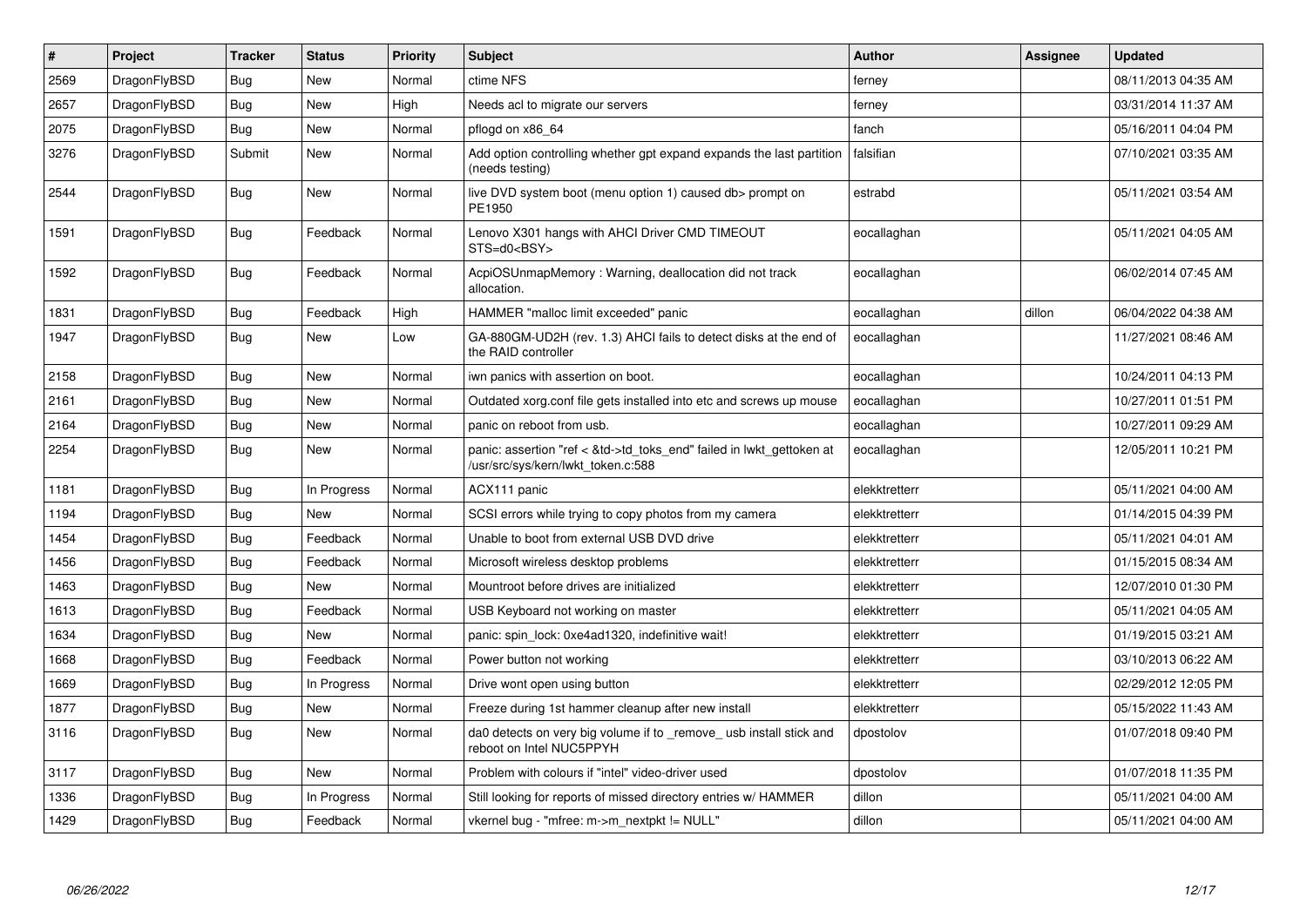| # | Project | Tracker | Status | Priority | Subject | Author | Assignee | Updated |
|---|---|---|---|---|---|---|---|---|
| 2569 | DragonFlyBSD | Bug | New | Normal | ctime NFS | ferney | | 08/11/2013 04:35 AM |
| 2657 | DragonFlyBSD | Bug | New | High | Needs acl to migrate our servers | ferney | | 03/31/2014 11:37 AM |
| 2075 | DragonFlyBSD | Bug | New | Normal | pflogd on x86_64 | fanch | | 05/16/2011 04:04 PM |
| 3276 | DragonFlyBSD | Submit | New | Normal | Add option controlling whether gpt expand expands the last partition (needs testing) | falsifian | | 07/10/2021 03:35 AM |
| 2544 | DragonFlyBSD | Bug | New | Normal | live DVD system boot (menu option 1) caused db> prompt on PE1950 | estrabd | | 05/11/2021 03:54 AM |
| 1591 | DragonFlyBSD | Bug | Feedback | Normal | Lenovo X301 hangs with AHCI Driver CMD TIMEOUT STS=d0<BSY> | eocallaghan | | 05/11/2021 04:05 AM |
| 1592 | DragonFlyBSD | Bug | Feedback | Normal | AcpiOSUnmapMemory : Warning, deallocation did not track allocation. | eocallaghan | | 06/02/2014 07:45 AM |
| 1831 | DragonFlyBSD | Bug | Feedback | High | HAMMER "malloc limit exceeded" panic | eocallaghan | dillon | 06/04/2022 04:38 AM |
| 1947 | DragonFlyBSD | Bug | New | Low | GA-880GM-UD2H (rev. 1.3) AHCI fails to detect disks at the end of the RAID controller | eocallaghan | | 11/27/2021 08:46 AM |
| 2158 | DragonFlyBSD | Bug | New | Normal | iwn panics with assertion on boot. | eocallaghan | | 10/24/2011 04:13 PM |
| 2161 | DragonFlyBSD | Bug | New | Normal | Outdated xorg.conf file gets installed into etc and screws up mouse | eocallaghan | | 10/27/2011 01:51 PM |
| 2164 | DragonFlyBSD | Bug | New | Normal | panic on reboot from usb. | eocallaghan | | 10/27/2011 09:29 AM |
| 2254 | DragonFlyBSD | Bug | New | Normal | panic: assertion "ref < &td->td_toks_end" failed in lwkt_gettoken at /usr/src/sys/kern/lwkt_token.c:588 | eocallaghan | | 12/05/2011 10:21 PM |
| 1181 | DragonFlyBSD | Bug | In Progress | Normal | ACX111 panic | elekktretterr | | 05/11/2021 04:00 AM |
| 1194 | DragonFlyBSD | Bug | New | Normal | SCSI errors while trying to copy photos from my camera | elekktretterr | | 01/14/2015 04:39 PM |
| 1454 | DragonFlyBSD | Bug | Feedback | Normal | Unable to boot from external USB DVD drive | elekktretterr | | 05/11/2021 04:01 AM |
| 1456 | DragonFlyBSD | Bug | Feedback | Normal | Microsoft wireless desktop problems | elekktretterr | | 01/15/2015 08:34 AM |
| 1463 | DragonFlyBSD | Bug | New | Normal | Mountroot before drives are initialized | elekktretterr | | 12/07/2010 01:30 PM |
| 1613 | DragonFlyBSD | Bug | Feedback | Normal | USB Keyboard not working on master | elekktretterr | | 05/11/2021 04:05 AM |
| 1634 | DragonFlyBSD | Bug | New | Normal | panic: spin_lock: 0xe4ad1320, indefinitive wait! | elekktretterr | | 01/19/2015 03:21 AM |
| 1668 | DragonFlyBSD | Bug | Feedback | Normal | Power button not working | elekktretterr | | 03/10/2013 06:22 AM |
| 1669 | DragonFlyBSD | Bug | In Progress | Normal | Drive wont open using button | elekktretterr | | 02/29/2012 12:05 PM |
| 1877 | DragonFlyBSD | Bug | New | Normal | Freeze during 1st hammer cleanup after new install | elekktretterr | | 05/15/2022 11:43 AM |
| 3116 | DragonFlyBSD | Bug | New | Normal | da0 detects on very big volume if to _remove_ usb install stick and reboot on Intel NUC5PPYH | dpostolov | | 01/07/2018 09:40 PM |
| 3117 | DragonFlyBSD | Bug | New | Normal | Problem with colours if "intel" video-driver used | dpostolov | | 01/07/2018 11:35 PM |
| 1336 | DragonFlyBSD | Bug | In Progress | Normal | Still looking for reports of missed directory entries w/ HAMMER | dillon | | 05/11/2021 04:00 AM |
| 1429 | DragonFlyBSD | Bug | Feedback | Normal | vkernel bug - "mfree: m->m_nextpkt != NULL" | dillon | | 05/11/2021 04:00 AM |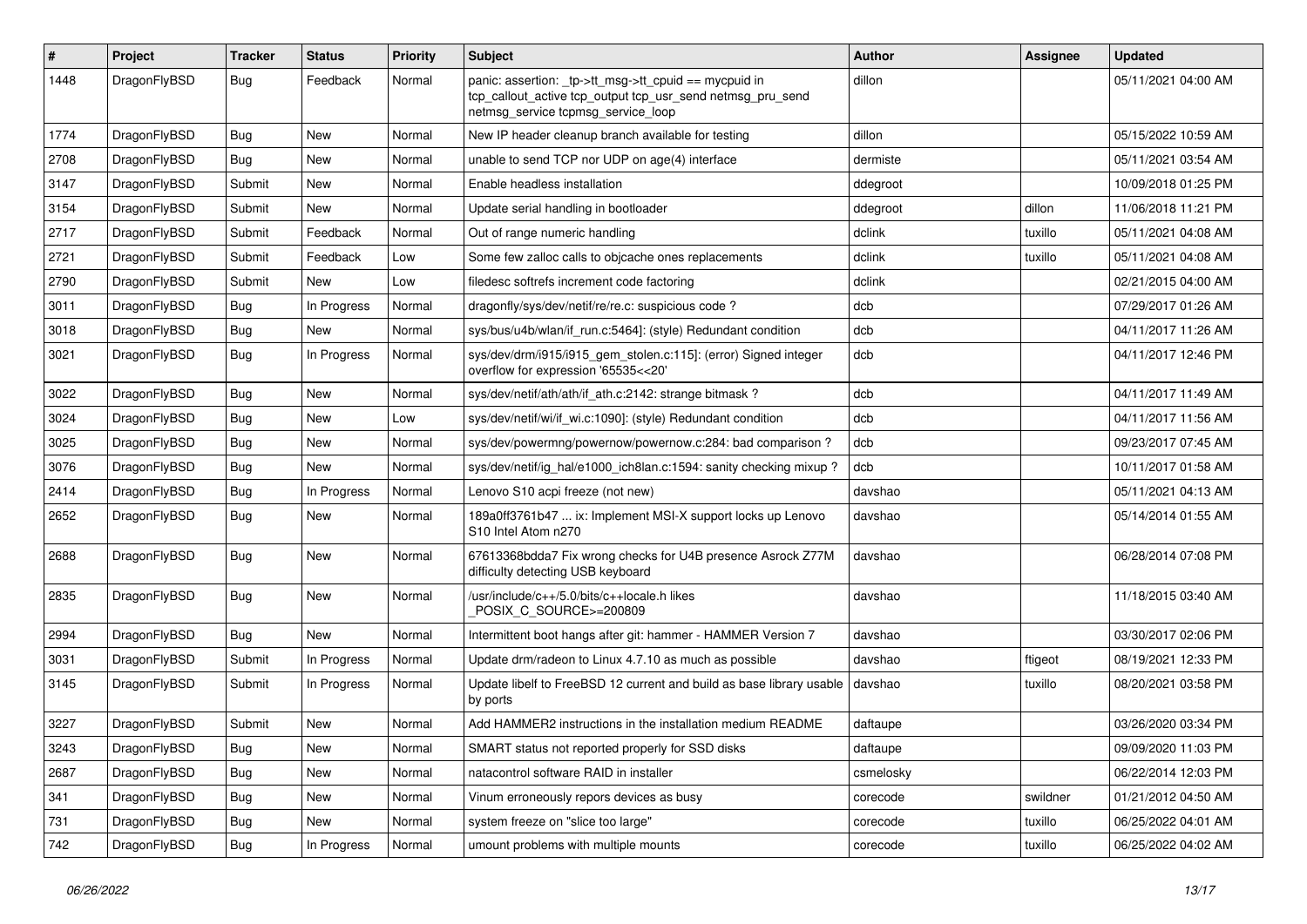| # | Project | Tracker | Status | Priority | Subject | Author | Assignee | Updated |
|---|---|---|---|---|---|---|---|---|
| 1448 | DragonFlyBSD | Bug | Feedback | Normal | panic: assertion: _tp->tt_msg->tt_cpuid == mycpuid in tcp_callout_active tcp_output tcp_usr_send netmsg_pru_send netmsg_service tcpmsg_service_loop | dillon | | 05/11/2021 04:00 AM |
| 1774 | DragonFlyBSD | Bug | New | Normal | New IP header cleanup branch available for testing | dillon | | 05/15/2022 10:59 AM |
| 2708 | DragonFlyBSD | Bug | New | Normal | unable to send TCP nor UDP on age(4) interface | dermiste | | 05/11/2021 03:54 AM |
| 3147 | DragonFlyBSD | Submit | New | Normal | Enable headless installation | ddegroot | | 10/09/2018 01:25 PM |
| 3154 | DragonFlyBSD | Submit | New | Normal | Update serial handling in bootloader | ddegroot | dillon | 11/06/2018 11:21 PM |
| 2717 | DragonFlyBSD | Submit | Feedback | Normal | Out of range numeric handling | dclink | tuxillo | 05/11/2021 04:08 AM |
| 2721 | DragonFlyBSD | Submit | Feedback | Low | Some few zalloc calls to objcache ones replacements | dclink | tuxillo | 05/11/2021 04:08 AM |
| 2790 | DragonFlyBSD | Submit | New | Low | filedesc softrefs increment code factoring | dclink | | 02/21/2015 04:00 AM |
| 3011 | DragonFlyBSD | Bug | In Progress | Normal | dragonfly/sys/dev/netif/re/re.c: suspicious code ? | dcb | | 07/29/2017 01:26 AM |
| 3018 | DragonFlyBSD | Bug | New | Normal | sys/bus/u4b/wlan/if_run.c:5464]: (style) Redundant condition | dcb | | 04/11/2017 11:26 AM |
| 3021 | DragonFlyBSD | Bug | In Progress | Normal | sys/dev/drm/i915/i915_gem_stolen.c:115]: (error) Signed integer overflow for expression '65535<<20' | dcb | | 04/11/2017 12:46 PM |
| 3022 | DragonFlyBSD | Bug | New | Normal | sys/dev/netif/ath/ath/if_ath.c:2142: strange bitmask ? | dcb | | 04/11/2017 11:49 AM |
| 3024 | DragonFlyBSD | Bug | New | Low | sys/dev/netif/wi/if_wi.c:1090]: (style) Redundant condition | dcb | | 04/11/2017 11:56 AM |
| 3025 | DragonFlyBSD | Bug | New | Normal | sys/dev/powermng/powernow/powernow.c:284: bad comparison ? | dcb | | 09/23/2017 07:45 AM |
| 3076 | DragonFlyBSD | Bug | New | Normal | sys/dev/netif/ig_hal/e1000_ich8lan.c:1594: sanity checking mixup ? | dcb | | 10/11/2017 01:58 AM |
| 2414 | DragonFlyBSD | Bug | In Progress | Normal | Lenovo S10 acpi freeze (not new) | davshao | | 05/11/2021 04:13 AM |
| 2652 | DragonFlyBSD | Bug | New | Normal | 189a0ff3761b47 ... ix: Implement MSI-X support locks up Lenovo S10 Intel Atom n270 | davshao | | 05/14/2014 01:55 AM |
| 2688 | DragonFlyBSD | Bug | New | Normal | 67613368bdda7 Fix wrong checks for U4B presence Asrock Z77M difficulty detecting USB keyboard | davshao | | 06/28/2014 07:08 PM |
| 2835 | DragonFlyBSD | Bug | New | Normal | /usr/include/c++/5.0/bits/c++locale.h likes _POSIX_C_SOURCE>=200809 | davshao | | 11/18/2015 03:40 AM |
| 2994 | DragonFlyBSD | Bug | New | Normal | Intermittent boot hangs after git: hammer - HAMMER Version 7 | davshao | | 03/30/2017 02:06 PM |
| 3031 | DragonFlyBSD | Submit | In Progress | Normal | Update drm/radeon to Linux 4.7.10 as much as possible | davshao | ftigeot | 08/19/2021 12:33 PM |
| 3145 | DragonFlyBSD | Submit | In Progress | Normal | Update libelf to FreeBSD 12 current and build as base library usable by ports | davshao | tuxillo | 08/20/2021 03:58 PM |
| 3227 | DragonFlyBSD | Submit | New | Normal | Add HAMMER2 instructions in the installation medium README | daftaupe | | 03/26/2020 03:34 PM |
| 3243 | DragonFlyBSD | Bug | New | Normal | SMART status not reported properly for SSD disks | daftaupe | | 09/09/2020 11:03 PM |
| 2687 | DragonFlyBSD | Bug | New | Normal | natacontrol software RAID in installer | csmelosky | | 06/22/2014 12:03 PM |
| 341 | DragonFlyBSD | Bug | New | Normal | Vinum erroneously repors devices as busy | corecode | swildner | 01/21/2012 04:50 AM |
| 731 | DragonFlyBSD | Bug | New | Normal | system freeze on "slice too large" | corecode | tuxillo | 06/25/2022 04:01 AM |
| 742 | DragonFlyBSD | Bug | In Progress | Normal | umount problems with multiple mounts | corecode | tuxillo | 06/25/2022 04:02 AM |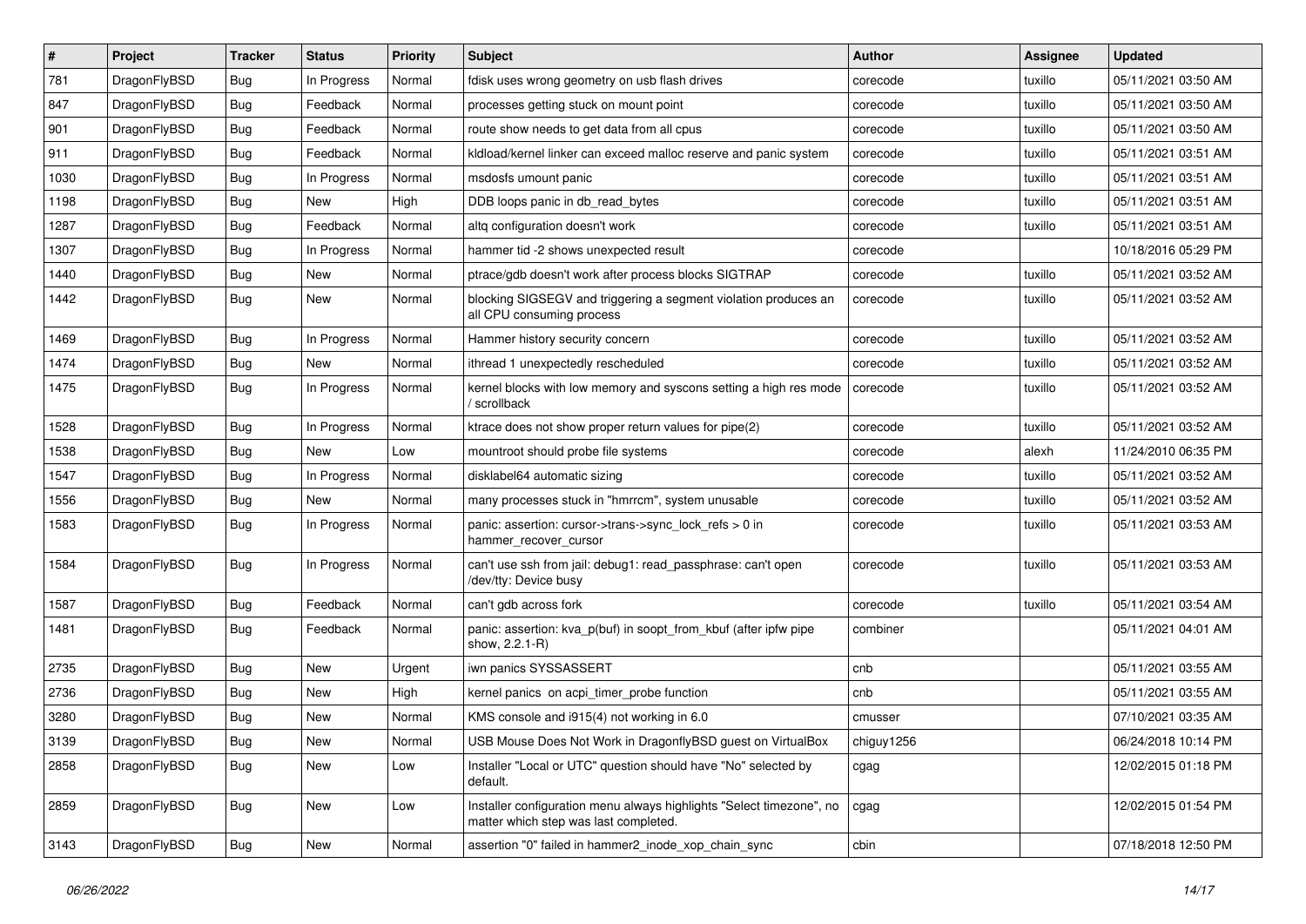| # | Project | Tracker | Status | Priority | Subject | Author | Assignee | Updated |
|---|---|---|---|---|---|---|---|---|
| 781 | DragonFlyBSD | Bug | In Progress | Normal | fdisk uses wrong geometry on usb flash drives | corecode | tuxillo | 05/11/2021 03:50 AM |
| 847 | DragonFlyBSD | Bug | Feedback | Normal | processes getting stuck on mount point | corecode | tuxillo | 05/11/2021 03:50 AM |
| 901 | DragonFlyBSD | Bug | Feedback | Normal | route show needs to get data from all cpus | corecode | tuxillo | 05/11/2021 03:50 AM |
| 911 | DragonFlyBSD | Bug | Feedback | Normal | kldload/kernel linker can exceed malloc reserve and panic system | corecode | tuxillo | 05/11/2021 03:51 AM |
| 1030 | DragonFlyBSD | Bug | In Progress | Normal | msdosfs umount panic | corecode | tuxillo | 05/11/2021 03:51 AM |
| 1198 | DragonFlyBSD | Bug | New | High | DDB loops panic in db_read_bytes | corecode | tuxillo | 05/11/2021 03:51 AM |
| 1287 | DragonFlyBSD | Bug | Feedback | Normal | altq configuration doesn't work | corecode | tuxillo | 05/11/2021 03:51 AM |
| 1307 | DragonFlyBSD | Bug | In Progress | Normal | hammer tid -2 shows unexpected result | corecode | | 10/18/2016 05:29 PM |
| 1440 | DragonFlyBSD | Bug | New | Normal | ptrace/gdb doesn't work after process blocks SIGTRAP | corecode | tuxillo | 05/11/2021 03:52 AM |
| 1442 | DragonFlyBSD | Bug | New | Normal | blocking SIGSEGV and triggering a segment violation produces an all CPU consuming process | corecode | tuxillo | 05/11/2021 03:52 AM |
| 1469 | DragonFlyBSD | Bug | In Progress | Normal | Hammer history security concern | corecode | tuxillo | 05/11/2021 03:52 AM |
| 1474 | DragonFlyBSD | Bug | New | Normal | ithread 1 unexpectedly rescheduled | corecode | tuxillo | 05/11/2021 03:52 AM |
| 1475 | DragonFlyBSD | Bug | In Progress | Normal | kernel blocks with low memory and syscons setting a high res mode / scrollback | corecode | tuxillo | 05/11/2021 03:52 AM |
| 1528 | DragonFlyBSD | Bug | In Progress | Normal | ktrace does not show proper return values for pipe(2) | corecode | tuxillo | 05/11/2021 03:52 AM |
| 1538 | DragonFlyBSD | Bug | New | Low | mountroot should probe file systems | corecode | alexh | 11/24/2010 06:35 PM |
| 1547 | DragonFlyBSD | Bug | In Progress | Normal | disklabel64 automatic sizing | corecode | tuxillo | 05/11/2021 03:52 AM |
| 1556 | DragonFlyBSD | Bug | New | Normal | many processes stuck in "hmrrcm", system unusable | corecode | tuxillo | 05/11/2021 03:52 AM |
| 1583 | DragonFlyBSD | Bug | In Progress | Normal | panic: assertion: cursor->trans->sync_lock_refs > 0 in hammer_recover_cursor | corecode | tuxillo | 05/11/2021 03:53 AM |
| 1584 | DragonFlyBSD | Bug | In Progress | Normal | can't use ssh from jail: debug1: read_passphrase: can't open /dev/tty: Device busy | corecode | tuxillo | 05/11/2021 03:53 AM |
| 1587 | DragonFlyBSD | Bug | Feedback | Normal | can't gdb across fork | corecode | tuxillo | 05/11/2021 03:54 AM |
| 1481 | DragonFlyBSD | Bug | Feedback | Normal | panic: assertion: kva_p(buf) in soopt_from_kbuf (after ipfw pipe show, 2.2.1-R) | combiner | | 05/11/2021 04:01 AM |
| 2735 | DragonFlyBSD | Bug | New | Urgent | iwn panics SYSSASSERT | cnb | | 05/11/2021 03:55 AM |
| 2736 | DragonFlyBSD | Bug | New | High | kernel panics on acpi_timer_probe function | cnb | | 05/11/2021 03:55 AM |
| 3280 | DragonFlyBSD | Bug | New | Normal | KMS console and i915(4) not working in 6.0 | cmusser | | 07/10/2021 03:35 AM |
| 3139 | DragonFlyBSD | Bug | New | Normal | USB Mouse Does Not Work in DragonflyBSD guest on VirtualBox | chiguy1256 | | 06/24/2018 10:14 PM |
| 2858 | DragonFlyBSD | Bug | New | Low | Installer "Local or UTC" question should have "No" selected by default. | cgag | | 12/02/2015 01:18 PM |
| 2859 | DragonFlyBSD | Bug | New | Low | Installer configuration menu always highlights "Select timezone", no matter which step was last completed. | cgag | | 12/02/2015 01:54 PM |
| 3143 | DragonFlyBSD | Bug | New | Normal | assertion "0" failed in hammer2_inode_xop_chain_sync | cbin | | 07/18/2018 12:50 PM |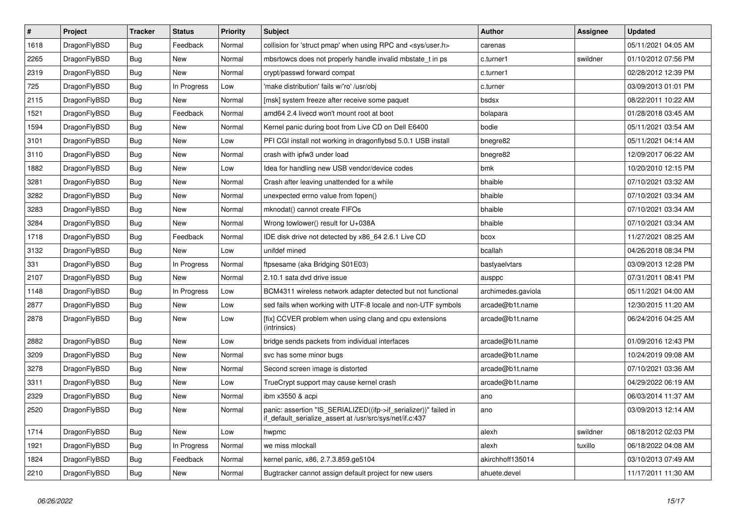| # | Project | Tracker | Status | Priority | Subject | Author | Assignee | Updated |
|---|---|---|---|---|---|---|---|---|
| 1618 | DragonFlyBSD | Bug | Feedback | Normal | collision for 'struct pmap' when using RPC and <sys/user.h> | carenas | | 05/11/2021 04:05 AM |
| 2265 | DragonFlyBSD | Bug | New | Normal | mbsrtowcs does not properly handle invalid mbstate_t in ps | c.turner1 | swildner | 01/10/2012 07:56 PM |
| 2319 | DragonFlyBSD | Bug | New | Normal | crypt/passwd forward compat | c.turner1 | | 02/28/2012 12:39 PM |
| 725 | DragonFlyBSD | Bug | In Progress | Low | 'make distribution' fails w/'ro' /usr/obj | c.turner | | 03/09/2013 01:01 PM |
| 2115 | DragonFlyBSD | Bug | New | Normal | [msk] system freeze after receive some paquet | bsdsx | | 08/22/2011 10:22 AM |
| 1521 | DragonFlyBSD | Bug | Feedback | Normal | amd64 2.4 livecd won't mount root at boot | bolapara | | 01/28/2018 03:45 AM |
| 1594 | DragonFlyBSD | Bug | New | Normal | Kernel panic during boot from Live CD on Dell E6400 | bodie | | 05/11/2021 03:54 AM |
| 3101 | DragonFlyBSD | Bug | New | Low | PFI CGI install not working in dragonflybsd 5.0.1 USB install | bnegre82 | | 05/11/2021 04:14 AM |
| 3110 | DragonFlyBSD | Bug | New | Normal | crash with ipfw3 under load | bnegre82 | | 12/09/2017 06:22 AM |
| 1882 | DragonFlyBSD | Bug | New | Low | Idea for handling new USB vendor/device codes | bmk | | 10/20/2010 12:15 PM |
| 3281 | DragonFlyBSD | Bug | New | Normal | Crash after leaving unattended for a while | bhaible | | 07/10/2021 03:32 AM |
| 3282 | DragonFlyBSD | Bug | New | Normal | unexpected errno value from fopen() | bhaible | | 07/10/2021 03:34 AM |
| 3283 | DragonFlyBSD | Bug | New | Normal | mknodat() cannot create FIFOs | bhaible | | 07/10/2021 03:34 AM |
| 3284 | DragonFlyBSD | Bug | New | Normal | Wrong towlower() result for U+038A | bhaible | | 07/10/2021 03:34 AM |
| 1718 | DragonFlyBSD | Bug | Feedback | Normal | IDE disk drive not detected by x86_64 2.6.1 Live CD | bcox | | 11/27/2021 08:25 AM |
| 3132 | DragonFlyBSD | Bug | New | Low | unifdef mined | bcallah | | 04/26/2018 08:34 PM |
| 331 | DragonFlyBSD | Bug | In Progress | Normal | ftpsesame (aka Bridging S01E03) | bastyaelvtars | | 03/09/2013 12:28 PM |
| 2107 | DragonFlyBSD | Bug | New | Normal | 2.10.1 sata dvd drive issue | ausppc | | 07/31/2011 08:41 PM |
| 1148 | DragonFlyBSD | Bug | In Progress | Low | BCM4311 wireless network adapter detected but not functional | archimedes.gaviola | | 05/11/2021 04:00 AM |
| 2877 | DragonFlyBSD | Bug | New | Low | sed fails when working with UTF-8 locale and non-UTF symbols | arcade@b1t.name | | 12/30/2015 11:20 AM |
| 2878 | DragonFlyBSD | Bug | New | Low | [fix] CCVER problem when using clang and cpu extensions (intrinsics) | arcade@b1t.name | | 06/24/2016 04:25 AM |
| 2882 | DragonFlyBSD | Bug | New | Low | bridge sends packets from individual interfaces | arcade@b1t.name | | 01/09/2016 12:43 PM |
| 3209 | DragonFlyBSD | Bug | New | Normal | svc has some minor bugs | arcade@b1t.name | | 10/24/2019 09:08 AM |
| 3278 | DragonFlyBSD | Bug | New | Normal | Second screen image is distorted | arcade@b1t.name | | 07/10/2021 03:36 AM |
| 3311 | DragonFlyBSD | Bug | New | Low | TrueCrypt support may cause kernel crash | arcade@b1t.name | | 04/29/2022 06:19 AM |
| 2329 | DragonFlyBSD | Bug | New | Normal | ibm x3550 & acpi | ano | | 06/03/2014 11:37 AM |
| 2520 | DragonFlyBSD | Bug | New | Normal | panic: assertion "IS_SERIALIZED((ifp->if_serializer))" failed in if_default_serialize_assert at /usr/src/sys/net/if.c:437 | ano | | 03/09/2013 12:14 AM |
| 1714 | DragonFlyBSD | Bug | New | Low | hwpmc | alexh | swildner | 08/18/2012 02:03 PM |
| 1921 | DragonFlyBSD | Bug | In Progress | Normal | we miss mlockall | alexh | tuxillo | 06/18/2022 04:08 AM |
| 1824 | DragonFlyBSD | Bug | Feedback | Normal | kernel panic, x86, 2.7.3.859.ge5104 | akirchhoff135014 | | 03/10/2013 07:49 AM |
| 2210 | DragonFlyBSD | Bug | New | Normal | Bugtracker cannot assign default project for new users | ahuete.devel | | 11/17/2011 11:30 AM |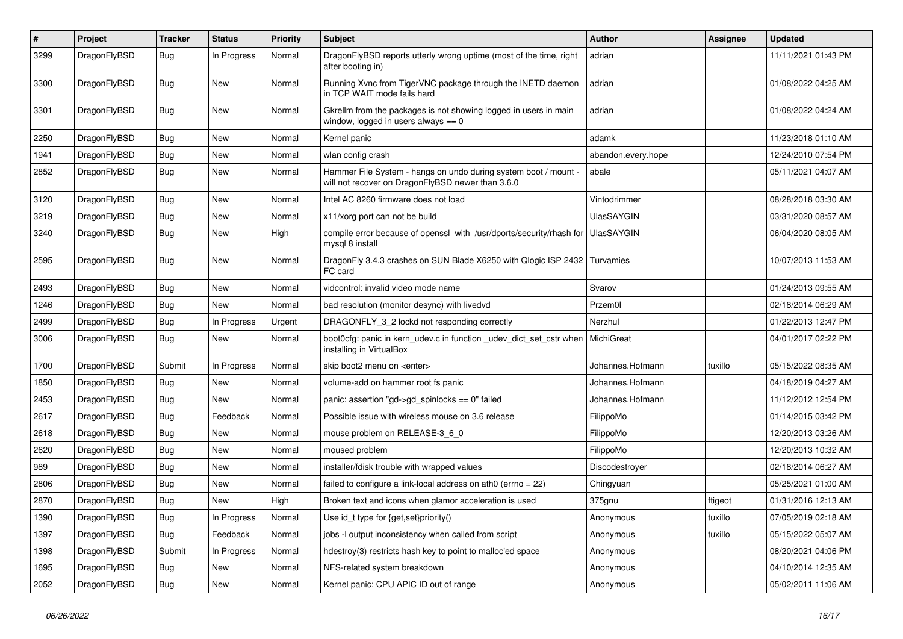| # | Project | Tracker | Status | Priority | Subject | Author | Assignee | Updated |
|---|---|---|---|---|---|---|---|---|
| 3299 | DragonFlyBSD | Bug | In Progress | Normal | DragonFlyBSD reports utterly wrong uptime (most of the time, right after booting in) | adrian | | 11/11/2021 01:43 PM |
| 3300 | DragonFlyBSD | Bug | New | Normal | Running Xvnc from TigerVNC package through the INETD daemon in TCP WAIT mode fails hard | adrian | | 01/08/2022 04:25 AM |
| 3301 | DragonFlyBSD | Bug | New | Normal | Gkrellm from the packages is not showing logged in users in main window, logged in users always == 0 | adrian | | 01/08/2022 04:24 AM |
| 2250 | DragonFlyBSD | Bug | New | Normal | Kernel panic | adamk | | 11/23/2018 01:10 AM |
| 1941 | DragonFlyBSD | Bug | New | Normal | wlan config crash | abandon.every.hope | | 12/24/2010 07:54 PM |
| 2852 | DragonFlyBSD | Bug | New | Normal | Hammer File System - hangs on undo during system boot / mount - will not recover on DragonFlyBSD newer than 3.6.0 | abale | | 05/11/2021 04:07 AM |
| 3120 | DragonFlyBSD | Bug | New | Normal | Intel AC 8260 firmware does not load | Vintodrimmer | | 08/28/2018 03:30 AM |
| 3219 | DragonFlyBSD | Bug | New | Normal | x11/xorg port can not be build | UlasSAYGIN | | 03/31/2020 08:57 AM |
| 3240 | DragonFlyBSD | Bug | New | High | compile error because of openssl with /usr/dports/security/rhash for mysql 8 install | UlasSAYGIN | | 06/04/2020 08:05 AM |
| 2595 | DragonFlyBSD | Bug | New | Normal | DragonFly 3.4.3 crashes on SUN Blade X6250 with Qlogic ISP 2432 FC card | Turvamies | | 10/07/2013 11:53 AM |
| 2493 | DragonFlyBSD | Bug | New | Normal | vidcontrol: invalid video mode name | Svarov | | 01/24/2013 09:55 AM |
| 1246 | DragonFlyBSD | Bug | New | Normal | bad resolution (monitor desync) with livedvd | Przem0l | | 02/18/2014 06:29 AM |
| 2499 | DragonFlyBSD | Bug | In Progress | Urgent | DRAGONFLY_3_2 lockd not responding correctly | Nerzhul | | 01/22/2013 12:47 PM |
| 3006 | DragonFlyBSD | Bug | New | Normal | boot0cfg: panic in kern_udev.c in function _udev_dict_set_cstr when installing in VirtualBox | MichiGreat | | 04/01/2017 02:22 PM |
| 1700 | DragonFlyBSD | Submit | In Progress | Normal | skip boot2 menu on <enter> | Johannes.Hofmann | tuxillo | 05/15/2022 08:35 AM |
| 1850 | DragonFlyBSD | Bug | New | Normal | volume-add on hammer root fs panic | Johannes.Hofmann | | 04/18/2019 04:27 AM |
| 2453 | DragonFlyBSD | Bug | New | Normal | panic: assertion "gd->gd_spinlocks == 0" failed | Johannes.Hofmann | | 11/12/2012 12:54 PM |
| 2617 | DragonFlyBSD | Bug | Feedback | Normal | Possible issue with wireless mouse on 3.6 release | FilippoMo | | 01/14/2015 03:42 PM |
| 2618 | DragonFlyBSD | Bug | New | Normal | mouse problem on RELEASE-3_6_0 | FilippoMo | | 12/20/2013 03:26 AM |
| 2620 | DragonFlyBSD | Bug | New | Normal | moused problem | FilippoMo | | 12/20/2013 10:32 AM |
| 989 | DragonFlyBSD | Bug | New | Normal | installer/fdisk trouble with wrapped values | Discodestroyer | | 02/18/2014 06:27 AM |
| 2806 | DragonFlyBSD | Bug | New | Normal | failed to configure a link-local address on ath0 (errno = 22) | Chingyuan | | 05/25/2021 01:00 AM |
| 2870 | DragonFlyBSD | Bug | New | High | Broken text and icons when glamor acceleration is used | 375gnu | ftigeot | 01/31/2016 12:13 AM |
| 1390 | DragonFlyBSD | Bug | In Progress | Normal | Use id_t type for {get,set}priority() | Anonymous | tuxillo | 07/05/2019 02:18 AM |
| 1397 | DragonFlyBSD | Bug | Feedback | Normal | jobs -I output inconsistency when called from script | Anonymous | tuxillo | 05/15/2022 05:07 AM |
| 1398 | DragonFlyBSD | Submit | In Progress | Normal | hdestroy(3) restricts hash key to point to malloc'ed space | Anonymous | | 08/20/2021 04:06 PM |
| 1695 | DragonFlyBSD | Bug | New | Normal | NFS-related system breakdown | Anonymous | | 04/10/2014 12:35 AM |
| 2052 | DragonFlyBSD | Bug | New | Normal | Kernel panic: CPU APIC ID out of range | Anonymous | | 05/02/2011 11:06 AM |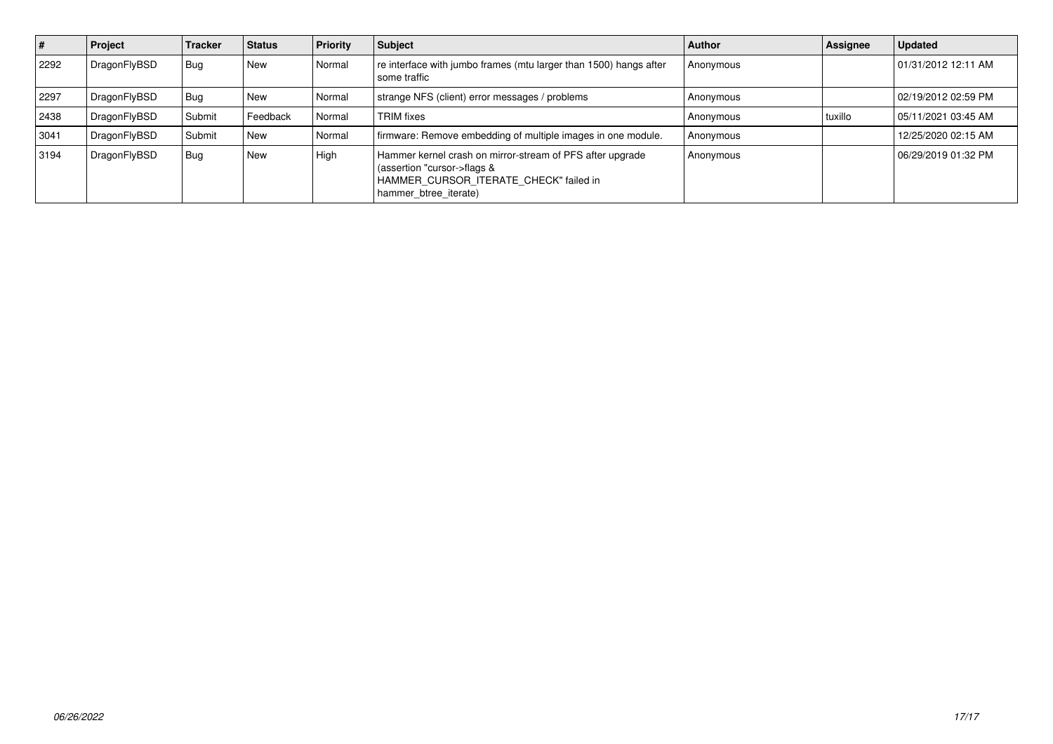| # | Project | Tracker | Status | Priority | Subject | Author | Assignee | Updated |
|---|---|---|---|---|---|---|---|---|
| 2292 | DragonFlyBSD | Bug | New | Normal | re interface with jumbo frames (mtu larger than 1500) hangs after some traffic | Anonymous | | 01/31/2012 12:11 AM |
| 2297 | DragonFlyBSD | Bug | New | Normal | strange NFS (client) error messages / problems | Anonymous | | 02/19/2012 02:59 PM |
| 2438 | DragonFlyBSD | Submit | Feedback | Normal | TRIM fixes | Anonymous | tuxillo | 05/11/2021 03:45 AM |
| 3041 | DragonFlyBSD | Submit | New | Normal | firmware: Remove embedding of multiple images in one module. | Anonymous | | 12/25/2020 02:15 AM |
| 3194 | DragonFlyBSD | Bug | New | High | Hammer kernel crash on mirror-stream of PFS after upgrade (assertion "cursor->flags & HAMMER_CURSOR_ITERATE_CHECK" failed in hammer_btree_iterate) | Anonymous | | 06/29/2019 01:32 PM |